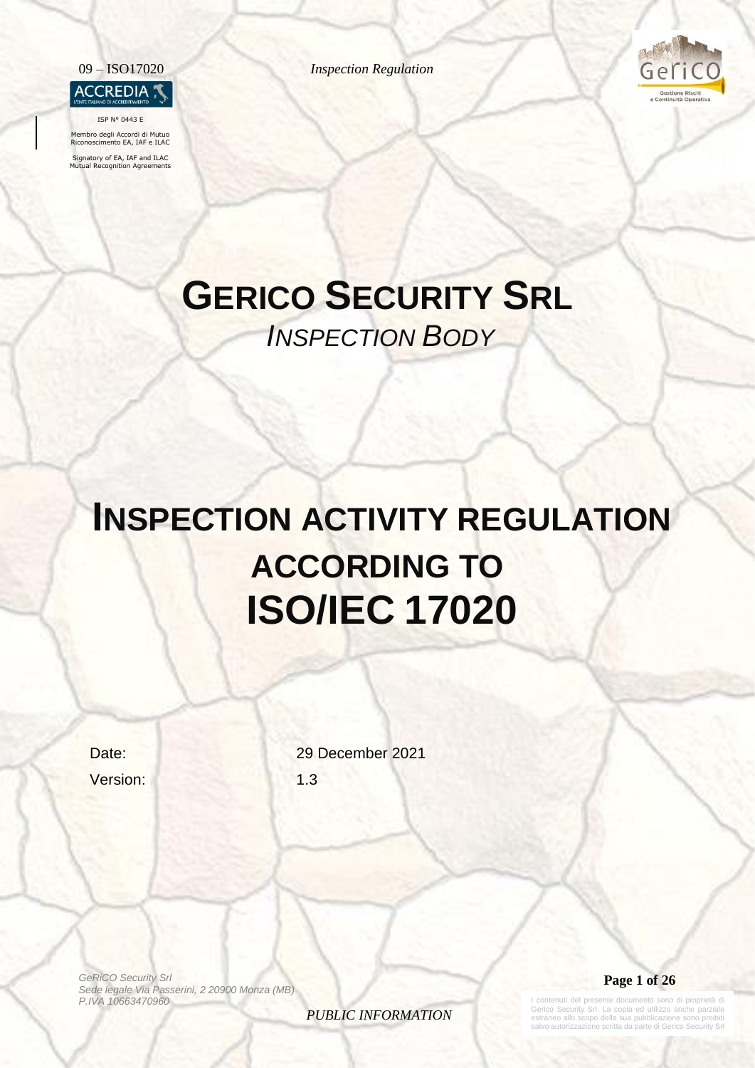ISP N° 0443 E

Membro degli Accordi di Mutuo Riconoscimento EA, IAF e ILAC

Signatory of EA, IAF and ILAC Mutual Recognition Agreements

# GERICO SECURITY SRL

*INSPECTION BODY*

# INSPECTION ACTIVITY REGULATION ACCORDING TO ISO/IEC 17020

Date: 29 December 2021

Version: 1.3

*GeRiCO Security Srl*
*Sede legale Via Passerini, 2 20900 Monza (MB)*
*P.IVA 10663470960*

*PUBLIC INFORMATION*

I contenuti del presente documento sono di proprietà di Gerico Security Srl. La copia ed utilizzo anche parziale estraneo allo scopo della sua pubblicazione sono proibiti salvo autorizzazione scritta da parte di Gerico Security Srl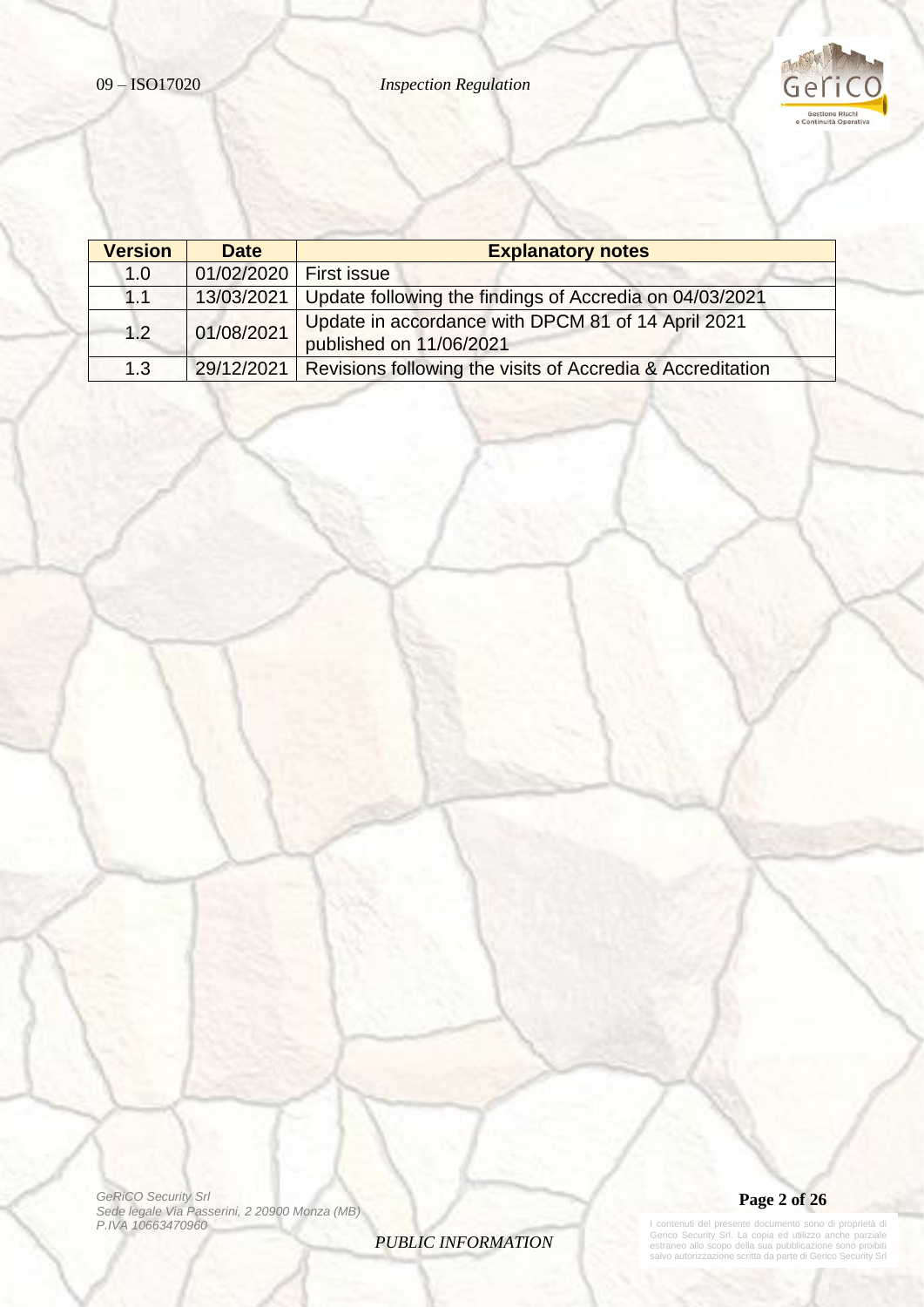| Version | Date | Explanatory notes |
|---|---|---|
| 1.0 | 01/02/2020 | First issue |
| 1.1 | 13/03/2021 | Update following the findings of Accredia on 04/03/2021 |
| 1.2 | 01/08/2021 | Update in accordance with DPCM 81 of 14 April 2021 published on 11/06/2021 |
| 1.3 | 29/12/2021 | Revisions following the visits of Accredia & Accreditation |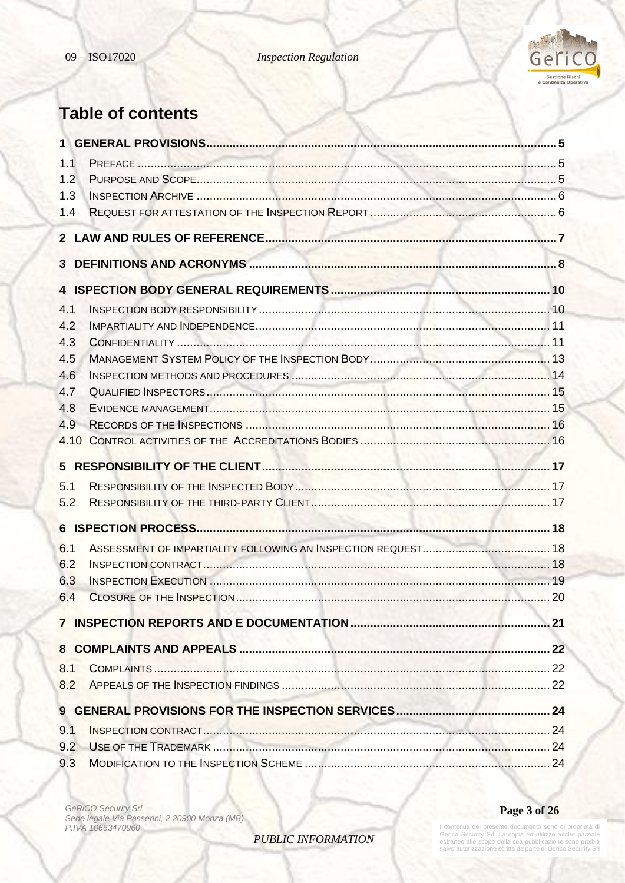# Table of contents

1 GENERAL PROVISIONS .......... 5

1.1 PREFACE .......... 5

1.2 PURPOSE AND SCOPE .......... 5

1.3 INSPECTION ARCHIVE .......... 6

1.4 REQUEST FOR ATTESTATION OF THE INSPECTION REPORT .......... 6

2 LAW AND RULES OF REFERENCE .......... 7

3 DEFINITIONS AND ACRONYMS .......... 8

4 ISPECTION BODY GENERAL REQUIREMENTS .......... 10

4.1 INSPECTION BODY RESPONSIBILITY .......... 10

4.2 IMPARTIALITY AND INDEPENDENCE .......... 11

4.3 CONFIDENTIALITY .......... 11

4.5 MANAGEMENT SYSTEM POLICY OF THE INSPECTION BODY .......... 13

4.6 INSPECTION METHODS AND PROCEDURES .......... 14

4.7 QUALIFIED INSPECTORS .......... 15

4.8 EVIDENCE MANAGEMENT .......... 15

4.9 RECORDS OF THE INSPECTIONS .......... 16

4.10 CONTROL ACTIVITIES OF THE ACCREDITATIONS BODIES .......... 16

5 RESPONSIBILITY OF THE CLIENT .......... 17

5.1 RESPONSIBILITY OF THE INSPECTED BODY .......... 17

5.2 RESPONSIBILITY OF THE THIRD-PARTY CLIENT .......... 17

6 ISPECTION PROCESS .......... 18

6.1 ASSESSMENT OF IMPARTIALITY FOLLOWING AN INSPECTION REQUEST .......... 18

6.2 INSPECTION CONTRACT .......... 18

6.3 INSPECTION EXECUTION .......... 19

6.4 CLOSURE OF THE INSPECTION .......... 20

7 INSPECTION REPORTS AND E DOCUMENTATION .......... 21

8 COMPLAINTS AND APPEALS .......... 22

8.1 COMPLAINTS .......... 22

8.2 APPEALS OF THE INSPECTION FINDINGS .......... 22

9 GENERAL PROVISIONS FOR THE INSPECTION SERVICES .......... 24

9.1 INSPECTION CONTRACT .......... 24

9.2 USE OF THE TRADEMARK .......... 24

9.3 MODIFICATION TO THE INSPECTION SCHEME .......... 24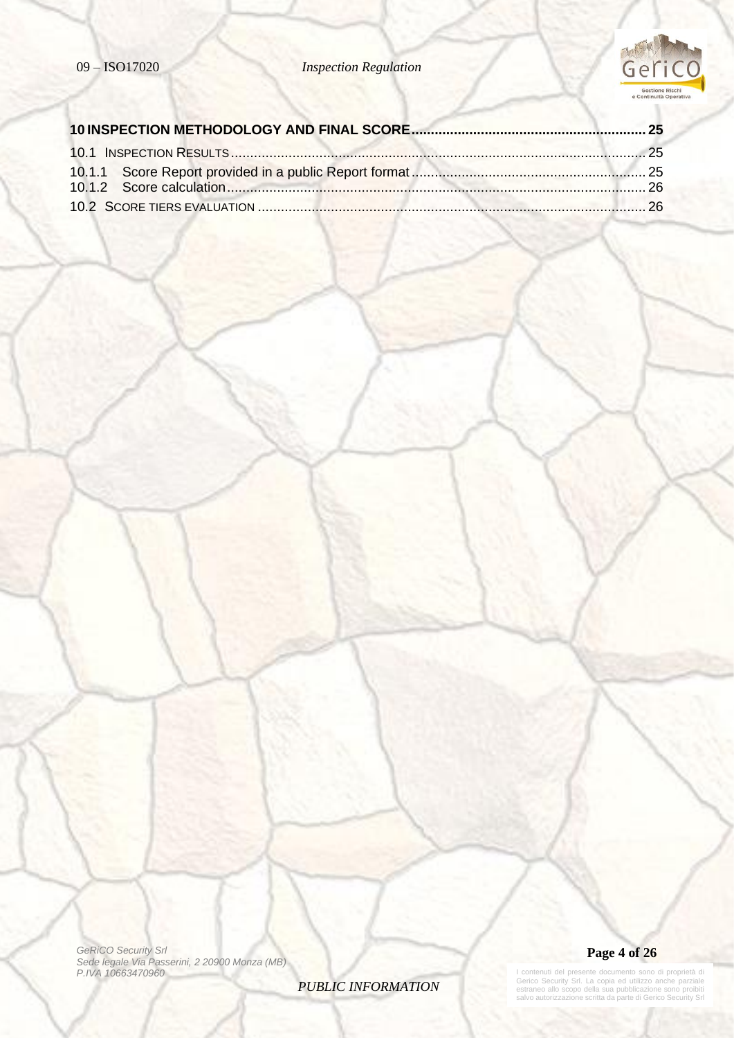**10 INSPECTION METHODOLOGY AND FINAL SCORE............................................................ 25**

10.1 INSPECTION RESULTS.......................................................................................................... 25

10.1.1 Score Report provided in a public Report format............................................................ 25

10.1.2 Score calculation............................................................................................................ 26

10.2 SCORE TIERS EVALUATION .................................................................................................... 26

GeRiCO Security Srl
Sede legale Via Passerini, 2 20900 Monza (MB)
P.IVA 10663470960

PUBLIC INFORMATION

I contenuti del presente documento sono di proprietà di Gerico Security Srl. La copia ed utilizzo anche parziale estraneo allo scopo della sua pubblicazione sono proibiti salvo autorizzazione scritta da parte di Gerico Security Srl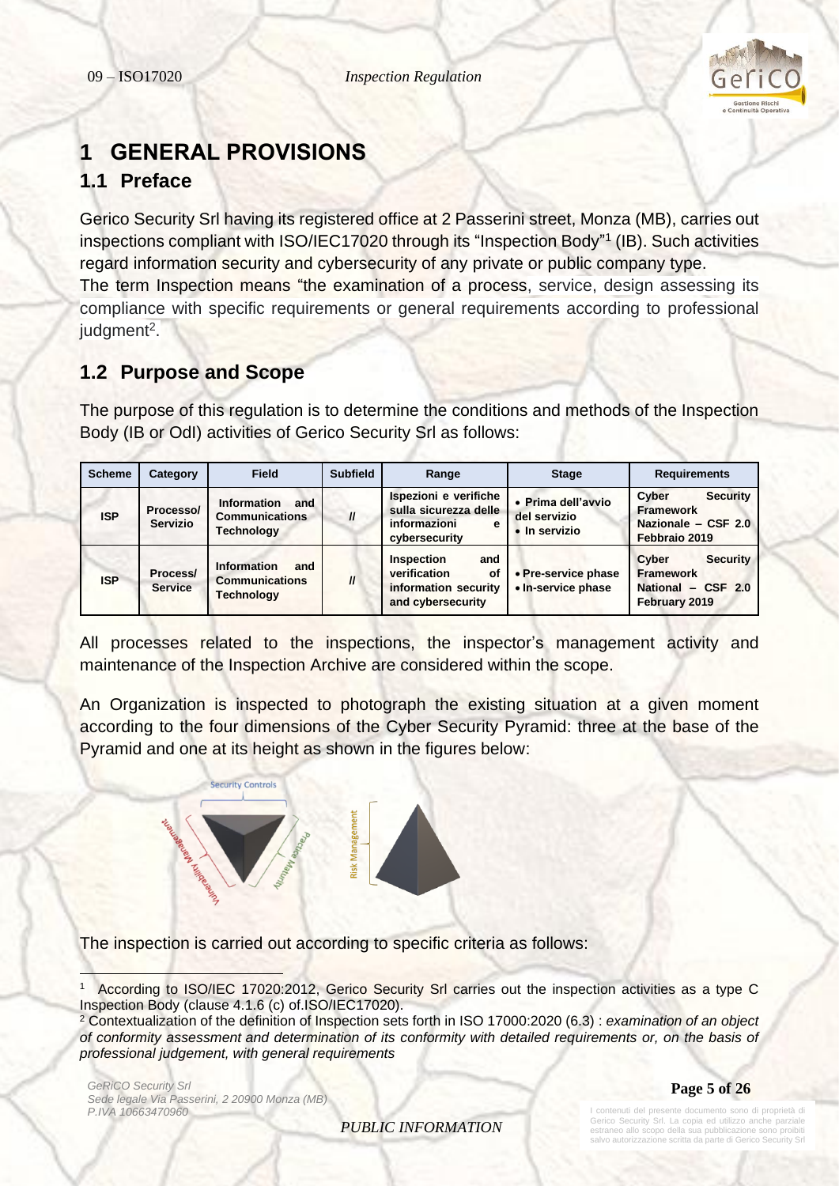# 1 GENERAL PROVISIONS

## 1.1 Preface

Gerico Security Srl having its registered office at 2 Passerini street, Monza (MB), carries out inspections compliant with ISO/IEC17020 through its "Inspection Body"[1] (IB). Such activities regard information security and cybersecurity of any private or public company type.

The term Inspection means "the examination of a process, service, design assessing its compliance with specific requirements or general requirements according to professional judgment[2].

## 1.2 Purpose and Scope

The purpose of this regulation is to determine the conditions and methods of the Inspection Body (IB or OdI) activities of Gerico Security Srl as follows:

| Scheme | Category | Field | Subfield | Range | Stage | Requirements |
|---|---|---|---|---|---|---|
| **ISP** | **Processo/ Servizio** | **Information and Communications Technology** | **//** | **Ispezioni e verifiche sulla sicurezza delle informazioni e cybersecurity** | **• Prima dell'avvio del servizio • In servizio** | **Cyber Security Framework Nazionale – CSF 2.0 Febbraio 2019** |
| **ISP** | **Process/ Service** | **Information and Communications Technology** | **//** | **Inspection and verification of information security and cybersecurity** | **• Pre-service phase • In-service phase** | **Cyber Security Framework National – CSF 2.0 February 2019** |

All processes related to the inspections, the inspector's management activity and maintenance of the Inspection Archive are considered within the scope.

An Organization is inspected to photograph the existing situation at a given moment according to the four dimensions of the Cyber Security Pyramid: three at the base of the Pyramid and one at its height as shown in the figures below:

Security Controls

Vulnerability Management

Practice Maturity

Risk Management

The inspection is carried out according to specific criteria as follows:

---

[1] According to ISO/IEC 17020:2012, Gerico Security Srl carries out the inspection activities as a type C Inspection Body (clause 4.1.6 (c) of.ISO/IEC17020).

[2] Contextualization of the definition of Inspection sets forth in ISO 17000:2020 (6.3) : *examination of an object of conformity assessment and determination of its conformity with detailed requirements or, on the basis of professional judgement, with general requirements*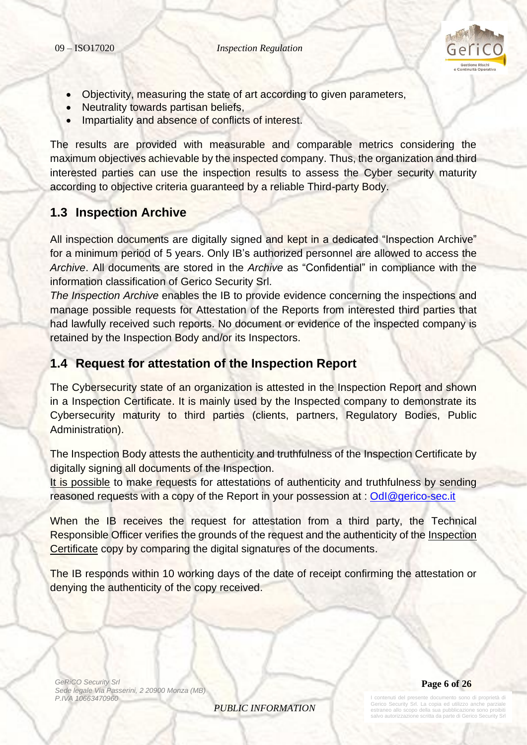- Objectivity, measuring the state of art according to given parameters,
- Neutrality towards partisan beliefs,
- Impartiality and absence of conflicts of interest.

The results are provided with measurable and comparable metrics considering the maximum objectives achievable by the inspected company. Thus, the organization and third interested parties can use the inspection results to assess the Cyber security maturity according to objective criteria guaranteed by a reliable Third-party Body.

## 1.3 Inspection Archive

All inspection documents are digitally signed and kept in a dedicated "Inspection Archive" for a minimum period of 5 years. Only IB's authorized personnel are allowed to access the *Archive*. All documents are stored in the *Archive* as "Confidential" in compliance with the information classification of Gerico Security Srl.

*The Inspection Archive* enables the IB to provide evidence concerning the inspections and manage possible requests for Attestation of the Reports from interested third parties that had lawfully received such reports. No document or evidence of the inspected company is retained by the Inspection Body and/or its Inspectors.

## 1.4 Request for attestation of the Inspection Report

The Cybersecurity state of an organization is attested in the Inspection Report and shown in a Inspection Certificate. It is mainly used by the Inspected company to demonstrate its Cybersecurity maturity to third parties (clients, partners, Regulatory Bodies, Public Administration).

The Inspection Body attests the authenticity and truthfulness of the Inspection Certificate by digitally signing all documents of the Inspection.

It is possible to make requests for attestations of authenticity and truthfulness by sending reasoned requests with a copy of the Report in your possession at : OdI@gerico-sec.it

When the IB receives the request for attestation from a third party, the Technical Responsible Officer verifies the grounds of the request and the authenticity of the Inspection Certificate copy by comparing the digital signatures of the documents.

The IB responds within 10 working days of the date of receipt confirming the attestation or denying the authenticity of the copy received.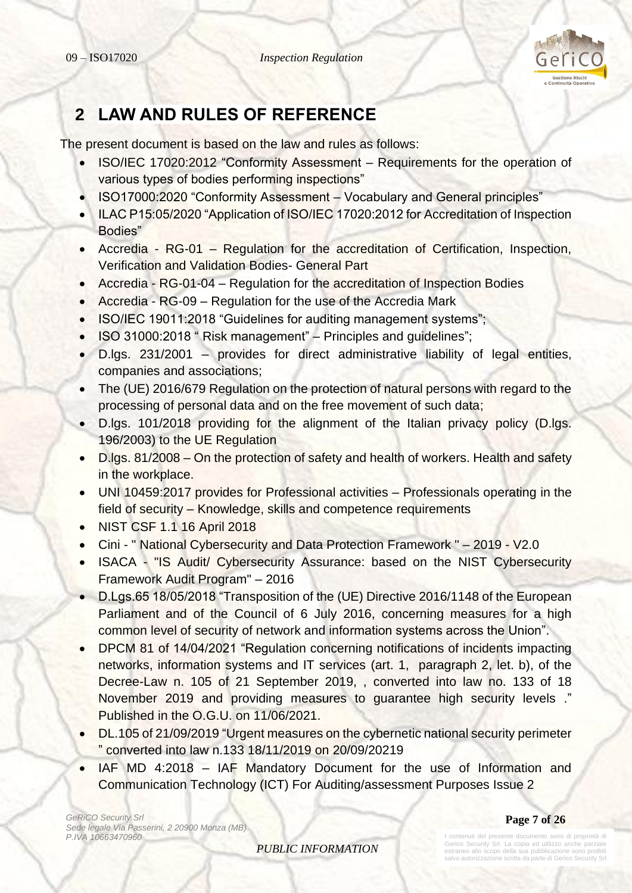## 2 LAW AND RULES OF REFERENCE

The present document is based on the law and rules as follows:

- ISO/IEC 17020:2012 "Conformity Assessment – Requirements for the operation of various types of bodies performing inspections"
- ISO17000:2020 "Conformity Assessment – Vocabulary and General principles"
- ILAC P15:05/2020 "Application of ISO/IEC 17020:2012 for Accreditation of Inspection Bodies"
- Accredia - RG-01 – Regulation for the accreditation of Certification, Inspection, Verification and Validation Bodies- General Part
- Accredia - RG-01-04 – Regulation for the accreditation of Inspection Bodies
- Accredia - RG-09 – Regulation for the use of the Accredia Mark
- ISO/IEC 19011:2018 "Guidelines for auditing management systems";
- ISO 31000:2018 " Risk management" – Principles and guidelines";
- D.lgs. 231/2001 – provides for direct administrative liability of legal entities, companies and associations;
- The (UE) 2016/679 Regulation on the protection of natural persons with regard to the processing of personal data and on the free movement of such data;
- D.lgs. 101/2018 providing for the alignment of the Italian privacy policy (D.lgs. 196/2003) to the UE Regulation
- D.lgs. 81/2008 – On the protection of safety and health of workers. Health and safety in the workplace.
- UNI 10459:2017 provides for Professional activities – Professionals operating in the field of security – Knowledge, skills and competence requirements
- NIST CSF 1.1 16 April 2018
- Cini - " National Cybersecurity and Data Protection Framework " – 2019 - V2.0
- ISACA - "IS Audit/ Cybersecurity Assurance: based on the NIST Cybersecurity Framework Audit Program" – 2016
- D.Lgs.65 18/05/2018 "Transposition of the (UE) Directive 2016/1148 of the European Parliament and of the Council of 6 July 2016, concerning measures for a high common level of security of network and information systems across the Union".
- DPCM 81 of 14/04/2021 "Regulation concerning notifications of incidents impacting networks, information systems and IT services (art. 1, paragraph 2, let. b), of the Decree-Law n. 105 of 21 September 2019, , converted into law no. 133 of 18 November 2019 and providing measures to guarantee high security levels ." Published in the O.G.U. on 11/06/2021.
- DL.105 of 21/09/2019 "Urgent measures on the cybernetic national security perimeter " converted into law n.133 18/11/2019 on 20/09/20219
- IAF MD 4:2018 – IAF Mandatory Document for the use of Information and Communication Technology (ICT) For Auditing/assessment Purposes Issue 2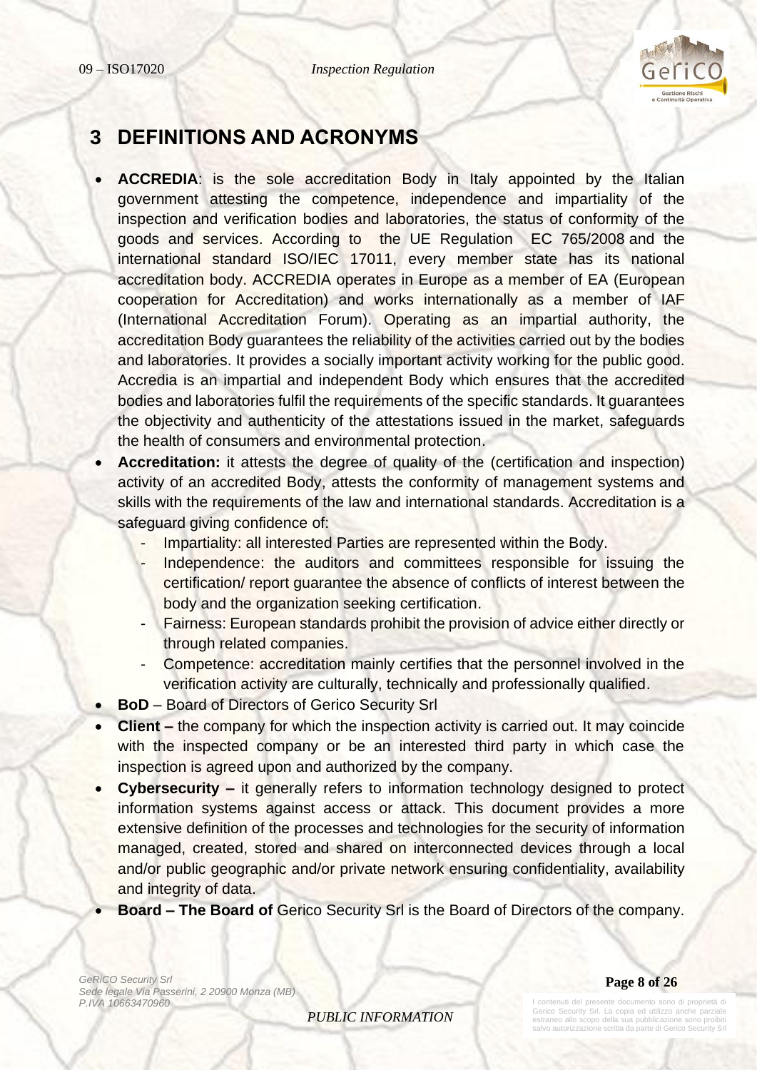# 3 DEFINITIONS AND ACRONYMS

- **ACCREDIA**: is the sole accreditation Body in Italy appointed by the Italian government attesting the competence, independence and impartiality of the inspection and verification bodies and laboratories, the status of conformity of the goods and services. According to the UE Regulation EC 765/2008 and the international standard ISO/IEC 17011, every member state has its national accreditation body. ACCREDIA operates in Europe as a member of EA (European cooperation for Accreditation) and works internationally as a member of IAF (International Accreditation Forum). Operating as an impartial authority, the accreditation Body guarantees the reliability of the activities carried out by the bodies and laboratories. It provides a socially important activity working for the public good. Accredia is an impartial and independent Body which ensures that the accredited bodies and laboratories fulfil the requirements of the specific standards. It guarantees the objectivity and authenticity of the attestations issued in the market, safeguards the health of consumers and environmental protection.
- **Accreditation:** it attests the degree of quality of the (certification and inspection) activity of an accredited Body, attests the conformity of management systems and skills with the requirements of the law and international standards. Accreditation is a safeguard giving confidence of:
  - Impartiality: all interested Parties are represented within the Body.
  - Independence: the auditors and committees responsible for issuing the certification/ report guarantee the absence of conflicts of interest between the body and the organization seeking certification.
  - Fairness: European standards prohibit the provision of advice either directly or through related companies.
  - Competence: accreditation mainly certifies that the personnel involved in the verification activity are culturally, technically and professionally qualified.
- **BoD** – Board of Directors of Gerico Security Srl
- **Client –** the company for which the inspection activity is carried out. It may coincide with the inspected company or be an interested third party in which case the inspection is agreed upon and authorized by the company.
- **Cybersecurity –** it generally refers to information technology designed to protect information systems against access or attack. This document provides a more extensive definition of the processes and technologies for the security of information managed, created, stored and shared on interconnected devices through a local and/or public geographic and/or private network ensuring confidentiality, availability and integrity of data.
- **Board – The Board of** Gerico Security Srl is the Board of Directors of the company.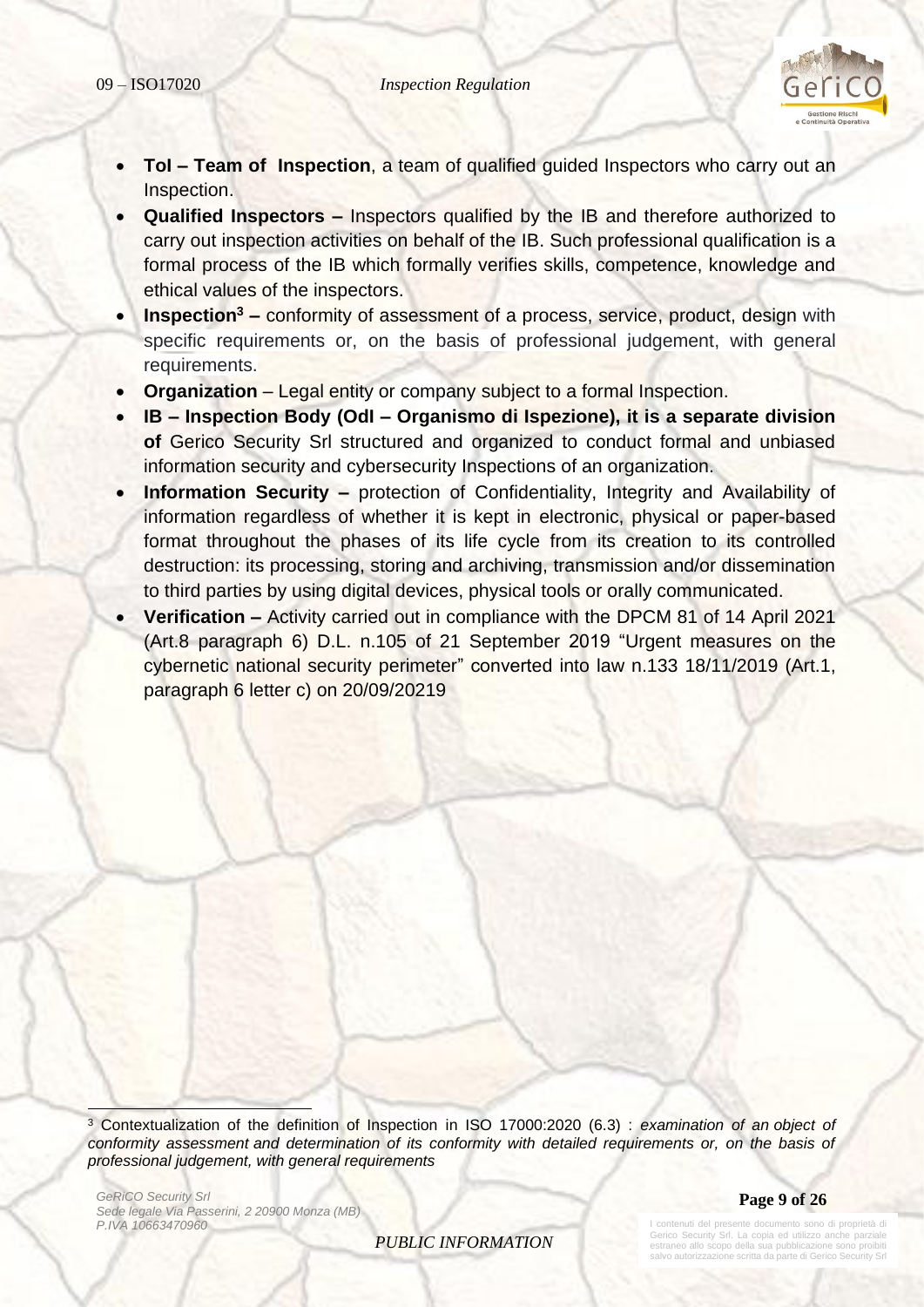- **ToI – Team of Inspection**, a team of qualified guided Inspectors who carry out an Inspection.
- **Qualified Inspectors –** Inspectors qualified by the IB and therefore authorized to carry out inspection activities on behalf of the IB. Such professional qualification is a formal process of the IB which formally verifies skills, competence, knowledge and ethical values of the inspectors.
- **Inspection[3] –** conformity of assessment of a process, service, product, design with specific requirements or, on the basis of professional judgement, with general requirements.
- **Organization** – Legal entity or company subject to a formal Inspection.
- **IB – Inspection Body (OdI – Organismo di Ispezione), it is a separate division of** Gerico Security Srl structured and organized to conduct formal and unbiased information security and cybersecurity Inspections of an organization.
- **Information Security –** protection of Confidentiality, Integrity and Availability of information regardless of whether it is kept in electronic, physical or paper-based format throughout the phases of its life cycle from its creation to its controlled destruction: its processing, storing and archiving, transmission and/or dissemination to third parties by using digital devices, physical tools or orally communicated.
- **Verification –** Activity carried out in compliance with the DPCM 81 of 14 April 2021 (Art.8 paragraph 6) D.L. n.105 of 21 September 2019 "Urgent measures on the cybernetic national security perimeter" converted into law n.133 18/11/2019 (Art.1, paragraph 6 letter c) on 20/09/20219

[3] Contextualization of the definition of Inspection in ISO 17000:2020 (6.3) : *examination of an object of conformity assessment and determination of its conformity with detailed requirements or, on the basis of professional judgement, with general requirements*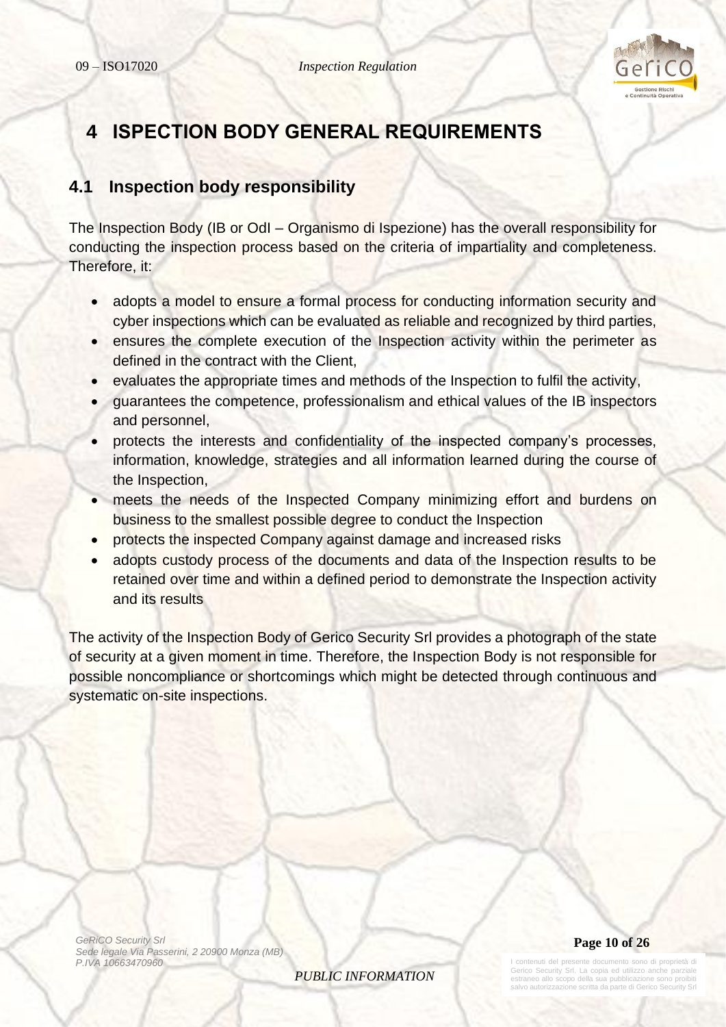# 4 ISPECTION BODY GENERAL REQUIREMENTS

## 4.1 Inspection body responsibility

The Inspection Body (IB or OdI – Organismo di Ispezione) has the overall responsibility for conducting the inspection process based on the criteria of impartiality and completeness. Therefore, it:

- adopts a model to ensure a formal process for conducting information security and cyber inspections which can be evaluated as reliable and recognized by third parties,
- ensures the complete execution of the Inspection activity within the perimeter as defined in the contract with the Client,
- evaluates the appropriate times and methods of the Inspection to fulfil the activity,
- guarantees the competence, professionalism and ethical values of the IB inspectors and personnel,
- protects the interests and confidentiality of the inspected company's processes, information, knowledge, strategies and all information learned during the course of the Inspection,
- meets the needs of the Inspected Company minimizing effort and burdens on business to the smallest possible degree to conduct the Inspection
- protects the inspected Company against damage and increased risks
- adopts custody process of the documents and data of the Inspection results to be retained over time and within a defined period to demonstrate the Inspection activity and its results

The activity of the Inspection Body of Gerico Security Srl provides a photograph of the state of security at a given moment in time. Therefore, the Inspection Body is not responsible for possible noncompliance or shortcomings which might be detected through continuous and systematic on-site inspections.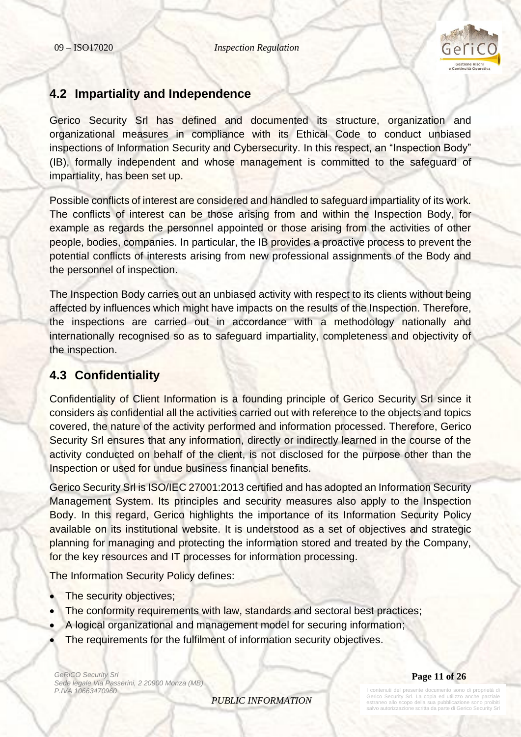## 4.2 Impartiality and Independence

Gerico Security Srl has defined and documented its structure, organization and organizational measures in compliance with its Ethical Code to conduct unbiased inspections of Information Security and Cybersecurity. In this respect, an "Inspection Body" (IB), formally independent and whose management is committed to the safeguard of impartiality, has been set up.

Possible conflicts of interest are considered and handled to safeguard impartiality of its work. The conflicts of interest can be those arising from and within the Inspection Body, for example as regards the personnel appointed or those arising from the activities of other people, bodies, companies. In particular, the IB provides a proactive process to prevent the potential conflicts of interests arising from new professional assignments of the Body and the personnel of inspection.

The Inspection Body carries out an unbiased activity with respect to its clients without being affected by influences which might have impacts on the results of the Inspection. Therefore, the inspections are carried out in accordance with a methodology nationally and internationally recognised so as to safeguard impartiality, completeness and objectivity of the inspection.

## 4.3 Confidentiality

Confidentiality of Client Information is a founding principle of Gerico Security Srl since it considers as confidential all the activities carried out with reference to the objects and topics covered, the nature of the activity performed and information processed. Therefore, Gerico Security Srl ensures that any information, directly or indirectly learned in the course of the activity conducted on behalf of the client, is not disclosed for the purpose other than the Inspection or used for undue business financial benefits.

Gerico Security Srl is ISO/IEC 27001:2013 certified and has adopted an Information Security Management System. Its principles and security measures also apply to the Inspection Body. In this regard, Gerico highlights the importance of its Information Security Policy available on its institutional website. It is understood as a set of objectives and strategic planning for managing and protecting the information stored and treated by the Company, for the key resources and IT processes for information processing.

The Information Security Policy defines:

- The security objectives;
- The conformity requirements with law, standards and sectoral best practices;
- A logical organizational and management model for securing information;
- The requirements for the fulfilment of information security objectives.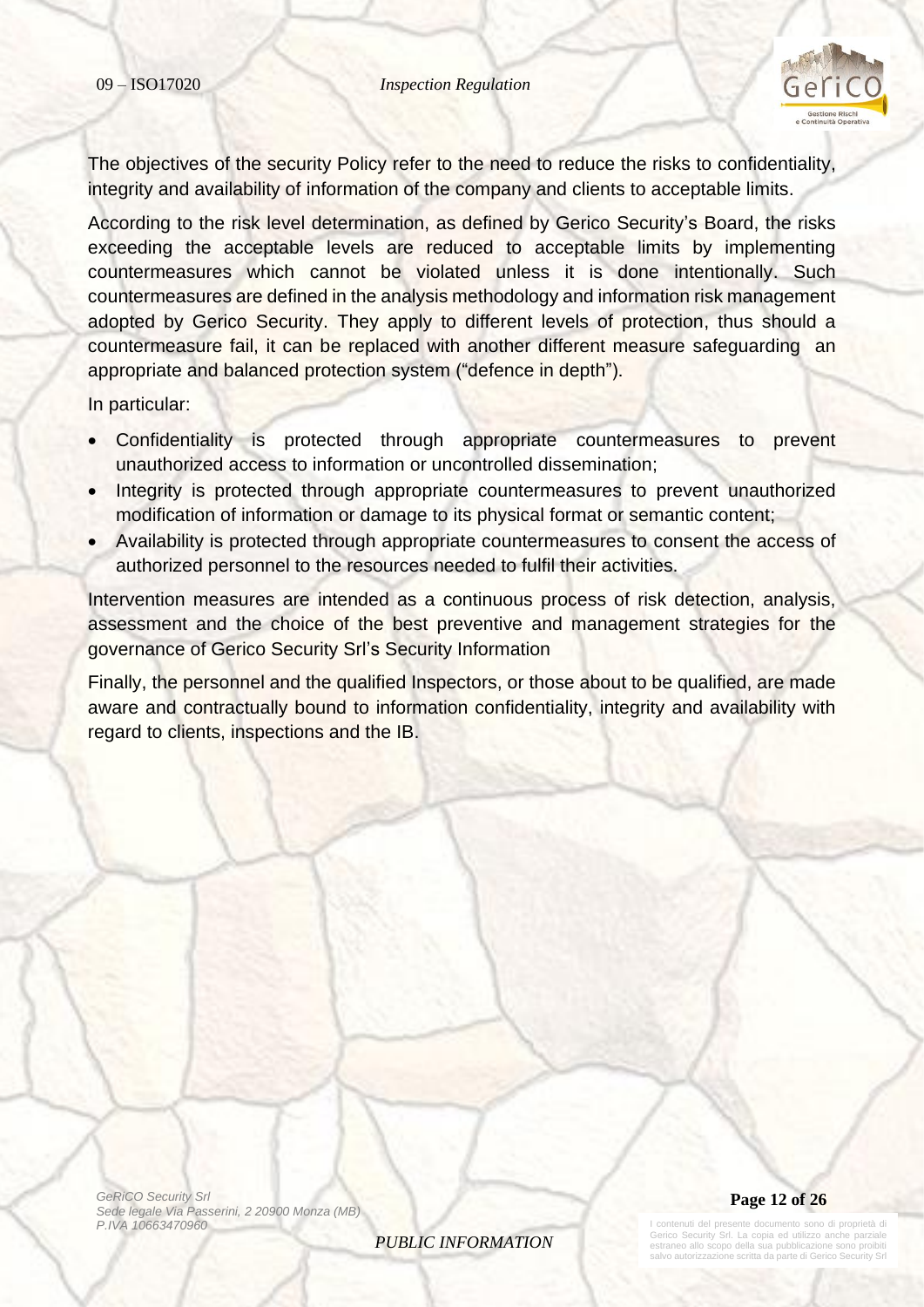The objectives of the security Policy refer to the need to reduce the risks to confidentiality, integrity and availability of information of the company and clients to acceptable limits.

According to the risk level determination, as defined by Gerico Security's Board, the risks exceeding the acceptable levels are reduced to acceptable limits by implementing countermeasures which cannot be violated unless it is done intentionally. Such countermeasures are defined in the analysis methodology and information risk management adopted by Gerico Security. They apply to different levels of protection, thus should a countermeasure fail, it can be replaced with another different measure safeguarding an appropriate and balanced protection system ("defence in depth").

In particular:

- Confidentiality is protected through appropriate countermeasures to prevent unauthorized access to information or uncontrolled dissemination;
- Integrity is protected through appropriate countermeasures to prevent unauthorized modification of information or damage to its physical format or semantic content;
- Availability is protected through appropriate countermeasures to consent the access of authorized personnel to the resources needed to fulfil their activities.

Intervention measures are intended as a continuous process of risk detection, analysis, assessment and the choice of the best preventive and management strategies for the governance of Gerico Security Srl's Security Information

Finally, the personnel and the qualified Inspectors, or those about to be qualified, are made aware and contractually bound to information confidentiality, integrity and availability with regard to clients, inspections and the IB.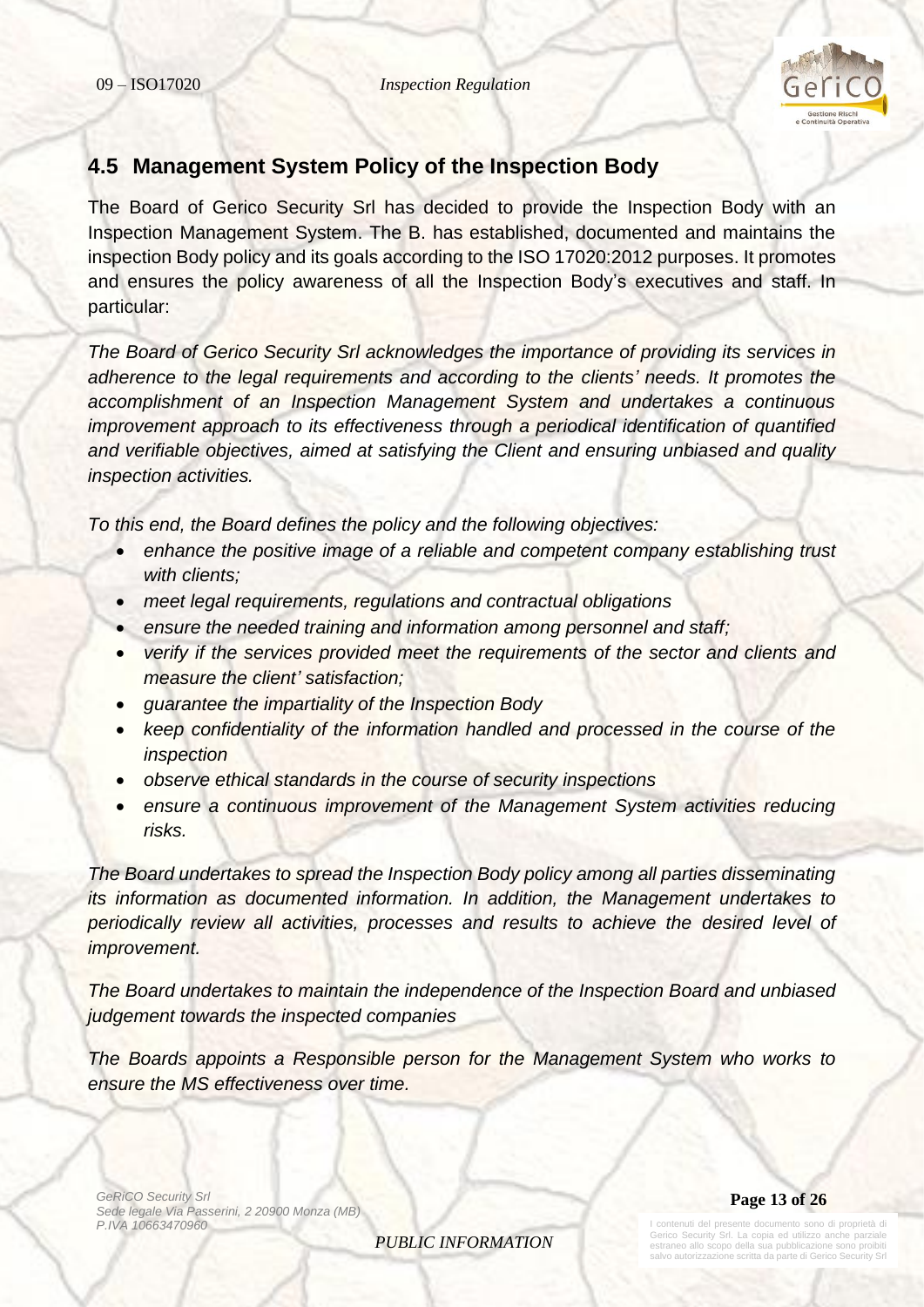## 4.5 Management System Policy of the Inspection Body

The Board of Gerico Security Srl has decided to provide the Inspection Body with an Inspection Management System. The B. has established, documented and maintains the inspection Body policy and its goals according to the ISO 17020:2012 purposes. It promotes and ensures the policy awareness of all the Inspection Body's executives and staff. In particular:

*The Board of Gerico Security Srl acknowledges the importance of providing its services in adherence to the legal requirements and according to the clients' needs. It promotes the accomplishment of an Inspection Management System and undertakes a continuous improvement approach to its effectiveness through a periodical identification of quantified and verifiable objectives, aimed at satisfying the Client and ensuring unbiased and quality inspection activities.*

*To this end, the Board defines the policy and the following objectives:*

- *enhance the positive image of a reliable and competent company establishing trust with clients;*
- *meet legal requirements, regulations and contractual obligations*
- *ensure the needed training and information among personnel and staff;*
- *verify if the services provided meet the requirements of the sector and clients and measure the client' satisfaction;*
- *guarantee the impartiality of the Inspection Body*
- *keep confidentiality of the information handled and processed in the course of the inspection*
- *observe ethical standards in the course of security inspections*
- *ensure a continuous improvement of the Management System activities reducing risks.*

*The Board undertakes to spread the Inspection Body policy among all parties disseminating its information as documented information. In addition, the Management undertakes to periodically review all activities, processes and results to achieve the desired level of improvement.*

*The Board undertakes to maintain the independence of the Inspection Board and unbiased judgement towards the inspected companies*

*The Boards appoints a Responsible person for the Management System who works to ensure the MS effectiveness over time.*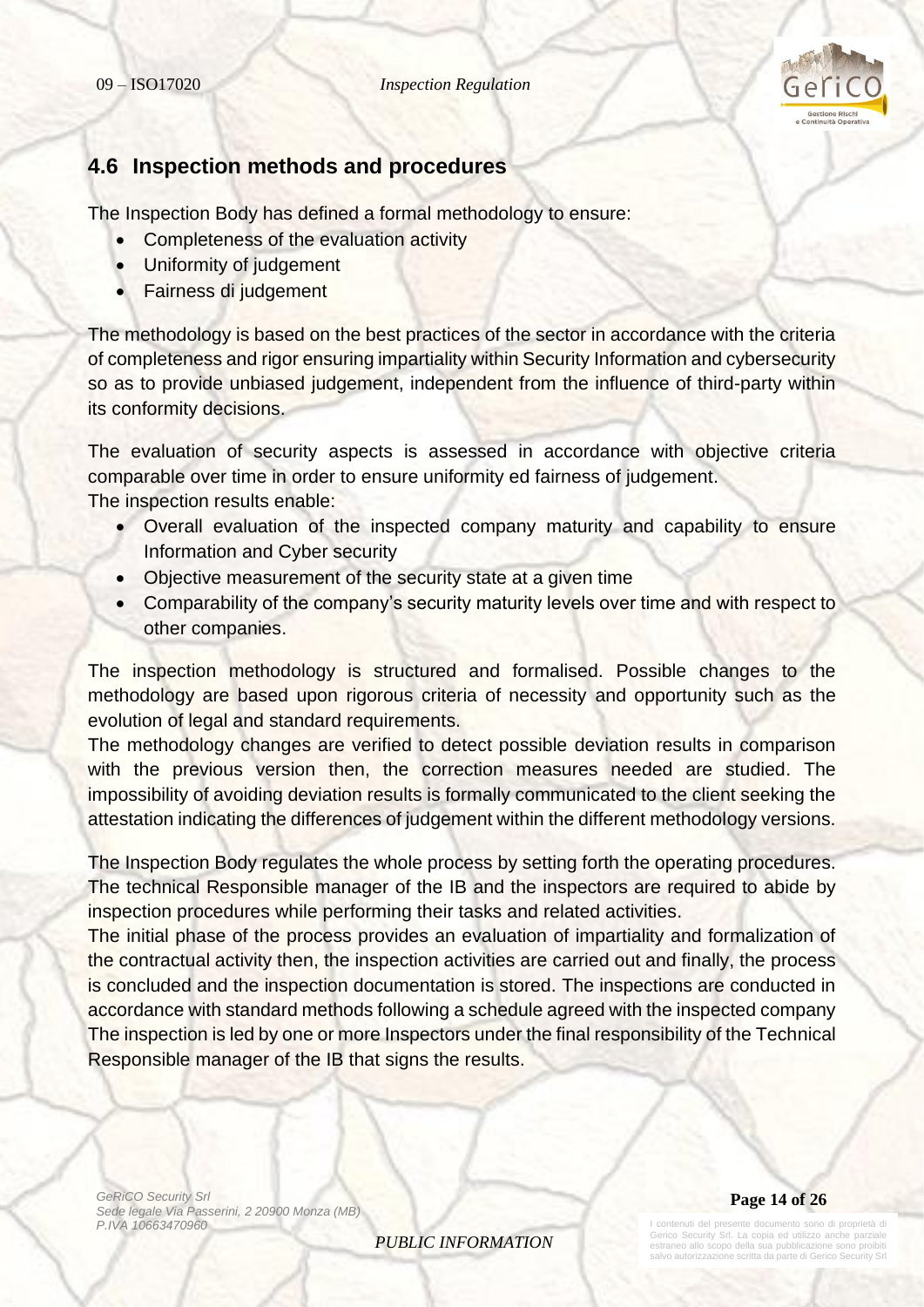## 4.6 Inspection methods and procedures

The Inspection Body has defined a formal methodology to ensure:

- Completeness of the evaluation activity
- Uniformity of judgement
- Fairness di judgement

The methodology is based on the best practices of the sector in accordance with the criteria of completeness and rigor ensuring impartiality within Security Information and cybersecurity so as to provide unbiased judgement, independent from the influence of third-party within its conformity decisions.

The evaluation of security aspects is assessed in accordance with objective criteria comparable over time in order to ensure uniformity ed fairness of judgement.
The inspection results enable:

- Overall evaluation of the inspected company maturity and capability to ensure Information and Cyber security
- Objective measurement of the security state at a given time
- Comparability of the company's security maturity levels over time and with respect to other companies.

The inspection methodology is structured and formalised. Possible changes to the methodology are based upon rigorous criteria of necessity and opportunity such as the evolution of legal and standard requirements.
The methodology changes are verified to detect possible deviation results in comparison with the previous version then, the correction measures needed are studied. The impossibility of avoiding deviation results is formally communicated to the client seeking the attestation indicating the differences of judgement within the different methodology versions.

The Inspection Body regulates the whole process by setting forth the operating procedures. The technical Responsible manager of the IB and the inspectors are required to abide by inspection procedures while performing their tasks and related activities.
The initial phase of the process provides an evaluation of impartiality and formalization of the contractual activity then, the inspection activities are carried out and finally, the process is concluded and the inspection documentation is stored. The inspections are conducted in accordance with standard methods following a schedule agreed with the inspected company The inspection is led by one or more Inspectors under the final responsibility of the Technical Responsible manager of the IB that signs the results.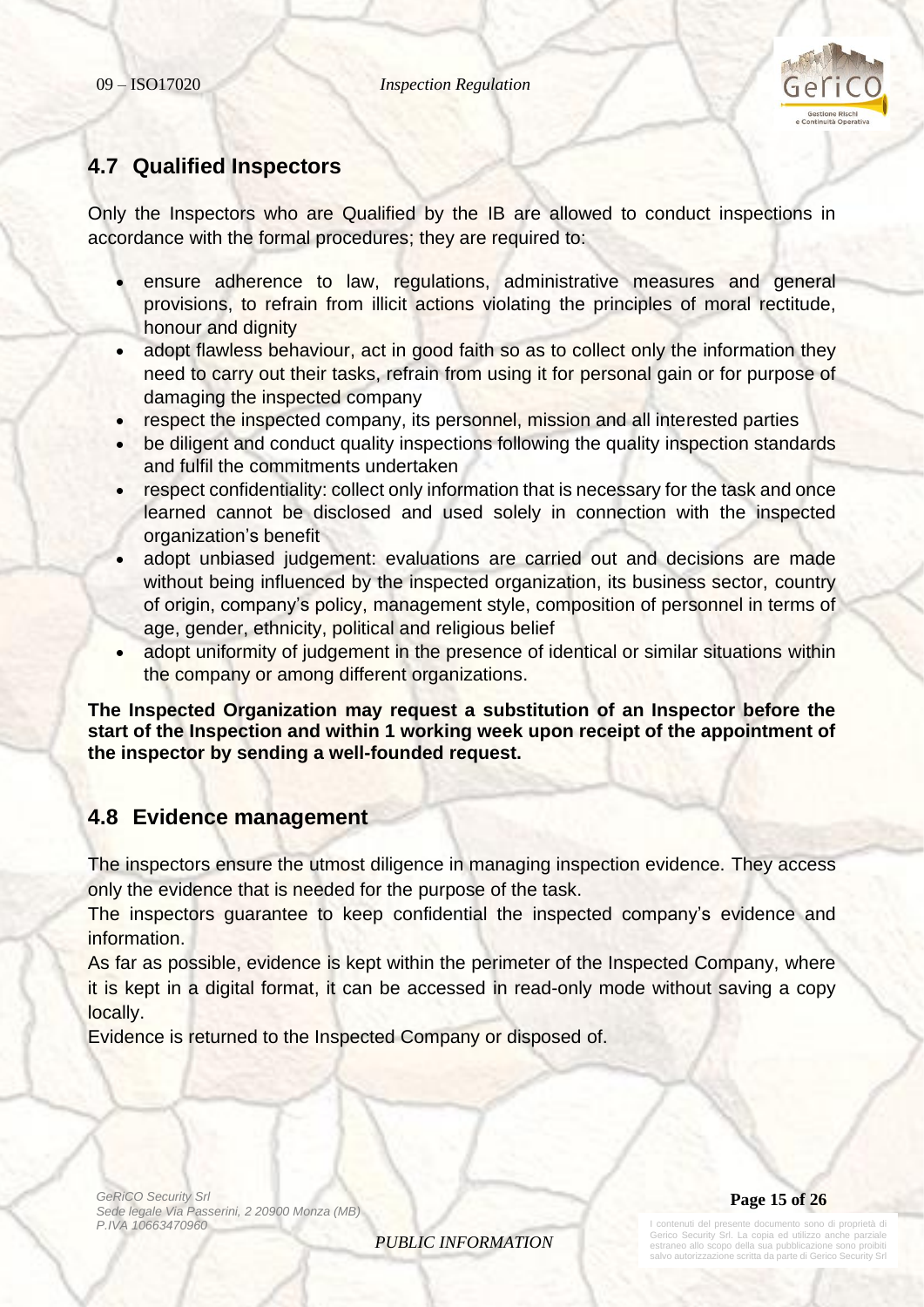## 4.7 Qualified Inspectors

Only the Inspectors who are Qualified by the IB are allowed to conduct inspections in accordance with the formal procedures; they are required to:

- ensure adherence to law, regulations, administrative measures and general provisions, to refrain from illicit actions violating the principles of moral rectitude, honour and dignity
- adopt flawless behaviour, act in good faith so as to collect only the information they need to carry out their tasks, refrain from using it for personal gain or for purpose of damaging the inspected company
- respect the inspected company, its personnel, mission and all interested parties
- be diligent and conduct quality inspections following the quality inspection standards and fulfil the commitments undertaken
- respect confidentiality: collect only information that is necessary for the task and once learned cannot be disclosed and used solely in connection with the inspected organization's benefit
- adopt unbiased judgement: evaluations are carried out and decisions are made without being influenced by the inspected organization, its business sector, country of origin, company's policy, management style, composition of personnel in terms of age, gender, ethnicity, political and religious belief
- adopt uniformity of judgement in the presence of identical or similar situations within the company or among different organizations.

**The Inspected Organization may request a substitution of an Inspector before the start of the Inspection and within 1 working week upon receipt of the appointment of the inspector by sending a well-founded request.**

## 4.8 Evidence management

The inspectors ensure the utmost diligence in managing inspection evidence. They access only the evidence that is needed for the purpose of the task.

The inspectors guarantee to keep confidential the inspected company's evidence and information.

As far as possible, evidence is kept within the perimeter of the Inspected Company, where it is kept in a digital format, it can be accessed in read-only mode without saving a copy locally.

Evidence is returned to the Inspected Company or disposed of.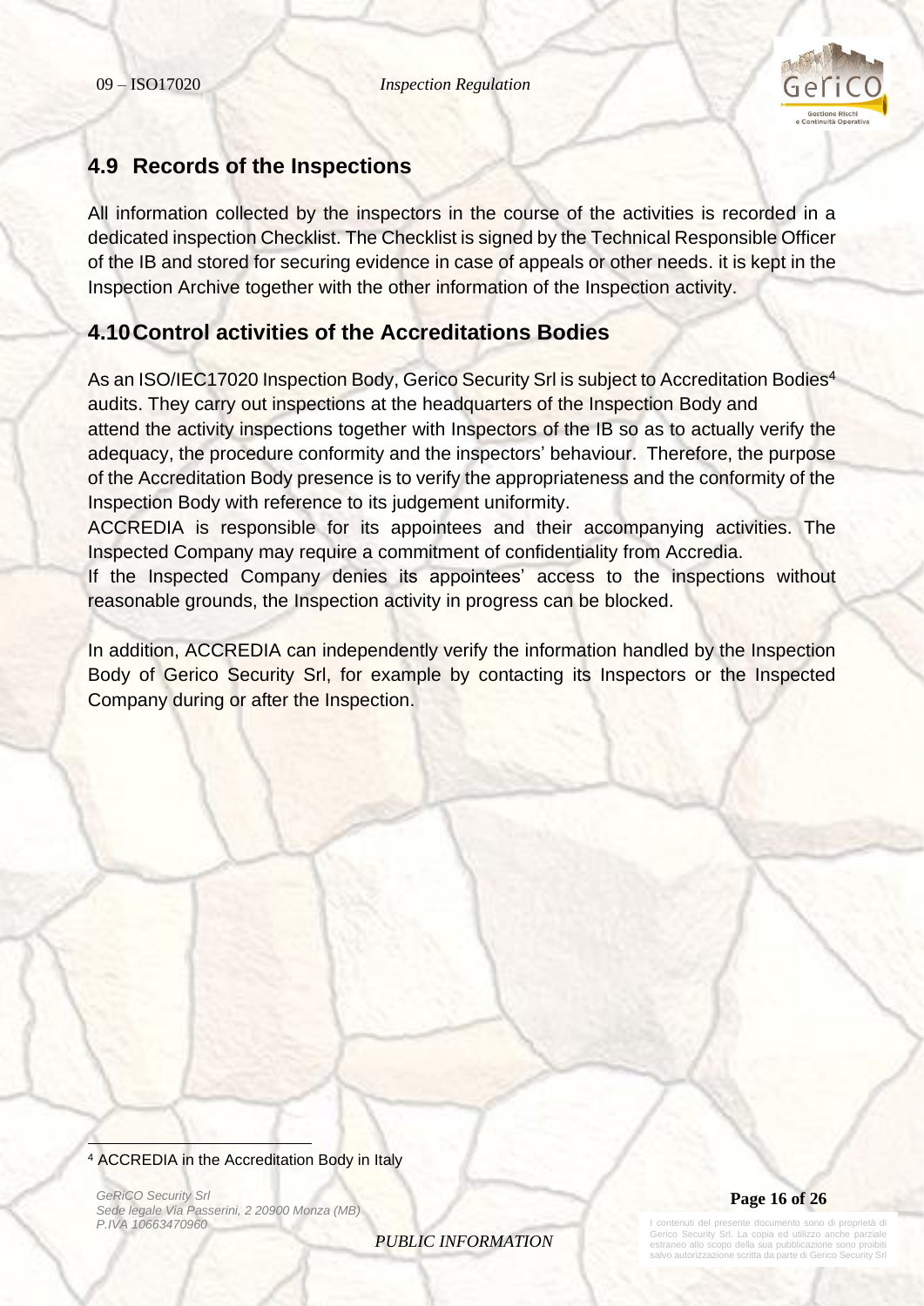## 4.9 Records of the Inspections

All information collected by the inspectors in the course of the activities is recorded in a dedicated inspection Checklist. The Checklist is signed by the Technical Responsible Officer of the IB and stored for securing evidence in case of appeals or other needs. it is kept in the Inspection Archive together with the other information of the Inspection activity.

## 4.10 Control activities of the Accreditations Bodies

As an ISO/IEC17020 Inspection Body, Gerico Security Srl is subject to Accreditation Bodies[4] audits. They carry out inspections at the headquarters of the Inspection Body and attend the activity inspections together with Inspectors of the IB so as to actually verify the adequacy, the procedure conformity and the inspectors' behaviour. Therefore, the purpose of the Accreditation Body presence is to verify the appropriateness and the conformity of the Inspection Body with reference to its judgement uniformity.

ACCREDIA is responsible for its appointees and their accompanying activities. The Inspected Company may require a commitment of confidentiality from Accredia.

If the Inspected Company denies its appointees' access to the inspections without reasonable grounds, the Inspection activity in progress can be blocked.

In addition, ACCREDIA can independently verify the information handled by the Inspection Body of Gerico Security Srl, for example by contacting its Inspectors or the Inspected Company during or after the Inspection.

[4] ACCREDIA in the Accreditation Body in Italy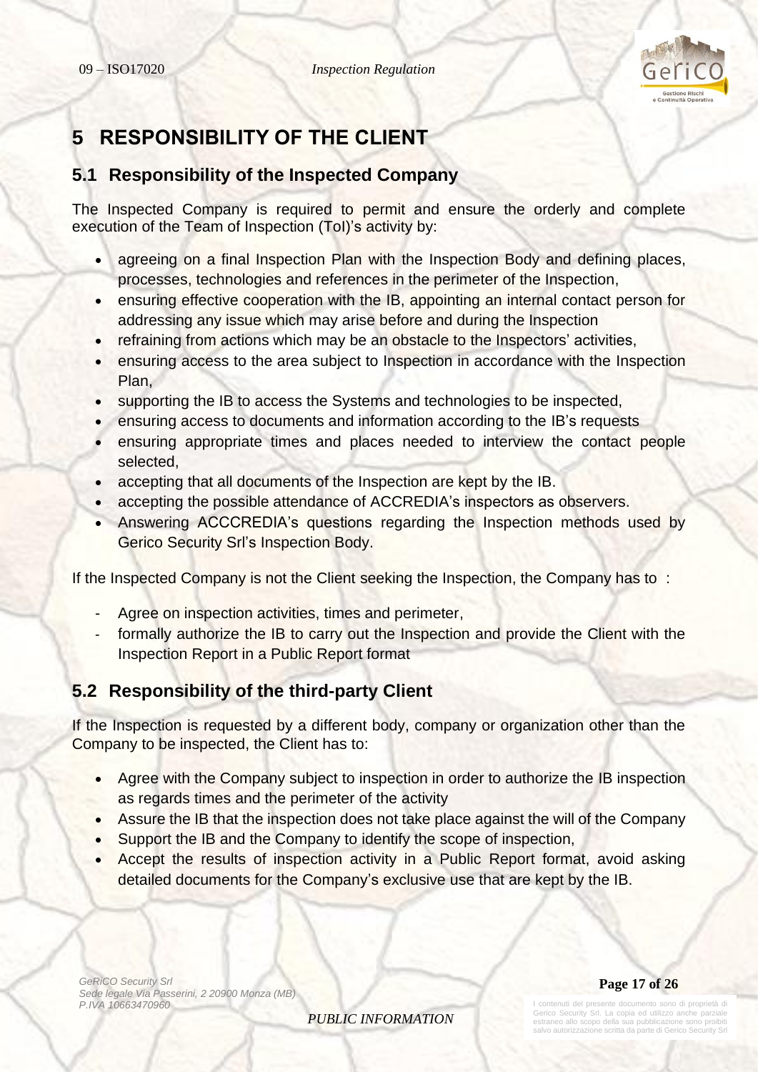# 5 RESPONSIBILITY OF THE CLIENT

## 5.1 Responsibility of the Inspected Company

The Inspected Company is required to permit and ensure the orderly and complete execution of the Team of Inspection (ToI)'s activity by:

- agreeing on a final Inspection Plan with the Inspection Body and defining places, processes, technologies and references in the perimeter of the Inspection,
- ensuring effective cooperation with the IB, appointing an internal contact person for addressing any issue which may arise before and during the Inspection
- refraining from actions which may be an obstacle to the Inspectors' activities,
- ensuring access to the area subject to Inspection in accordance with the Inspection Plan,
- supporting the IB to access the Systems and technologies to be inspected,
- ensuring access to documents and information according to the IB's requests
- ensuring appropriate times and places needed to interview the contact people selected,
- accepting that all documents of the Inspection are kept by the IB.
- accepting the possible attendance of ACCREDIA's inspectors as observers.
- Answering ACCCREDIA's questions regarding the Inspection methods used by Gerico Security Srl's Inspection Body.

If the Inspected Company is not the Client seeking the Inspection, the Company has to :

- Agree on inspection activities, times and perimeter,
- formally authorize the IB to carry out the Inspection and provide the Client with the Inspection Report in a Public Report format

## 5.2 Responsibility of the third-party Client

If the Inspection is requested by a different body, company or organization other than the Company to be inspected, the Client has to:

- Agree with the Company subject to inspection in order to authorize the IB inspection as regards times and the perimeter of the activity
- Assure the IB that the inspection does not take place against the will of the Company
- Support the IB and the Company to identify the scope of inspection,
- Accept the results of inspection activity in a Public Report format, avoid asking detailed documents for the Company's exclusive use that are kept by the IB.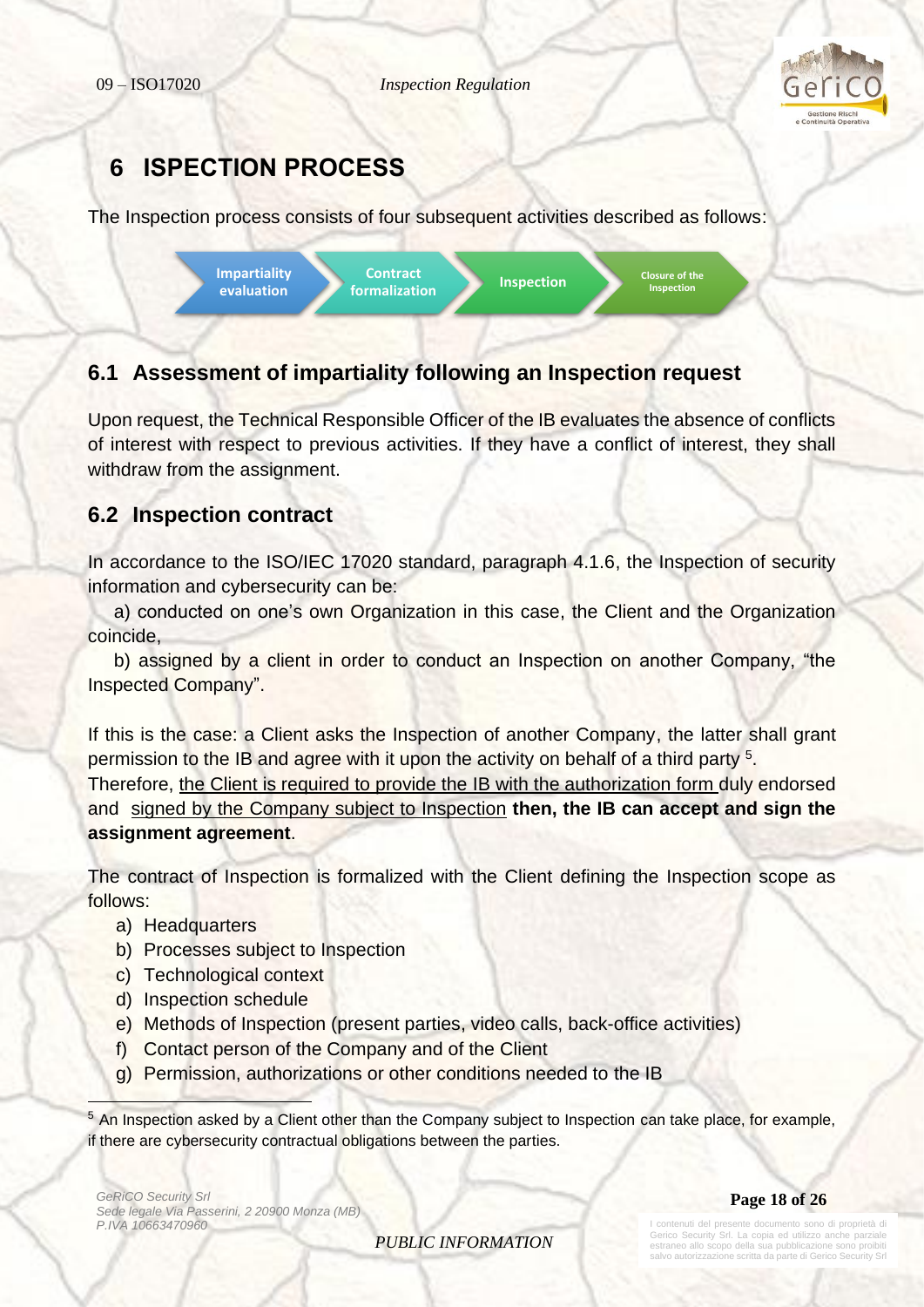# 6 ISPECTION PROCESS

The Inspection process consists of four subsequent activities described as follows:

Impartiality evaluation → Contract formalization → Inspection → Closure of the Inspection

## 6.1 Assessment of impartiality following an Inspection request

Upon request, the Technical Responsible Officer of the IB evaluates the absence of conflicts of interest with respect to previous activities. If they have a conflict of interest, they shall withdraw from the assignment.

## 6.2 Inspection contract

In accordance to the ISO/IEC 17020 standard, paragraph 4.1.6, the Inspection of security information and cybersecurity can be:

a) conducted on one's own Organization in this case, the Client and the Organization coincide,

b) assigned by a client in order to conduct an Inspection on another Company, "the Inspected Company".

If this is the case: a Client asks the Inspection of another Company, the latter shall grant permission to the IB and agree with it upon the activity on behalf of a third party [5].
Therefore, <u>the Client is required to provide the IB with the authorization form</u> duly endorsed and <u>signed by the Company subject to Inspection</u> **then, the IB can accept and sign the assignment agreement**.

The contract of Inspection is formalized with the Client defining the Inspection scope as follows:

a) Headquarters
b) Processes subject to Inspection
c) Technological context
d) Inspection schedule
e) Methods of Inspection (present parties, video calls, back-office activities)
f) Contact person of the Company and of the Client
g) Permission, authorizations or other conditions needed to the IB

[5] An Inspection asked by a Client other than the Company subject to Inspection can take place, for example, if there are cybersecurity contractual obligations between the parties.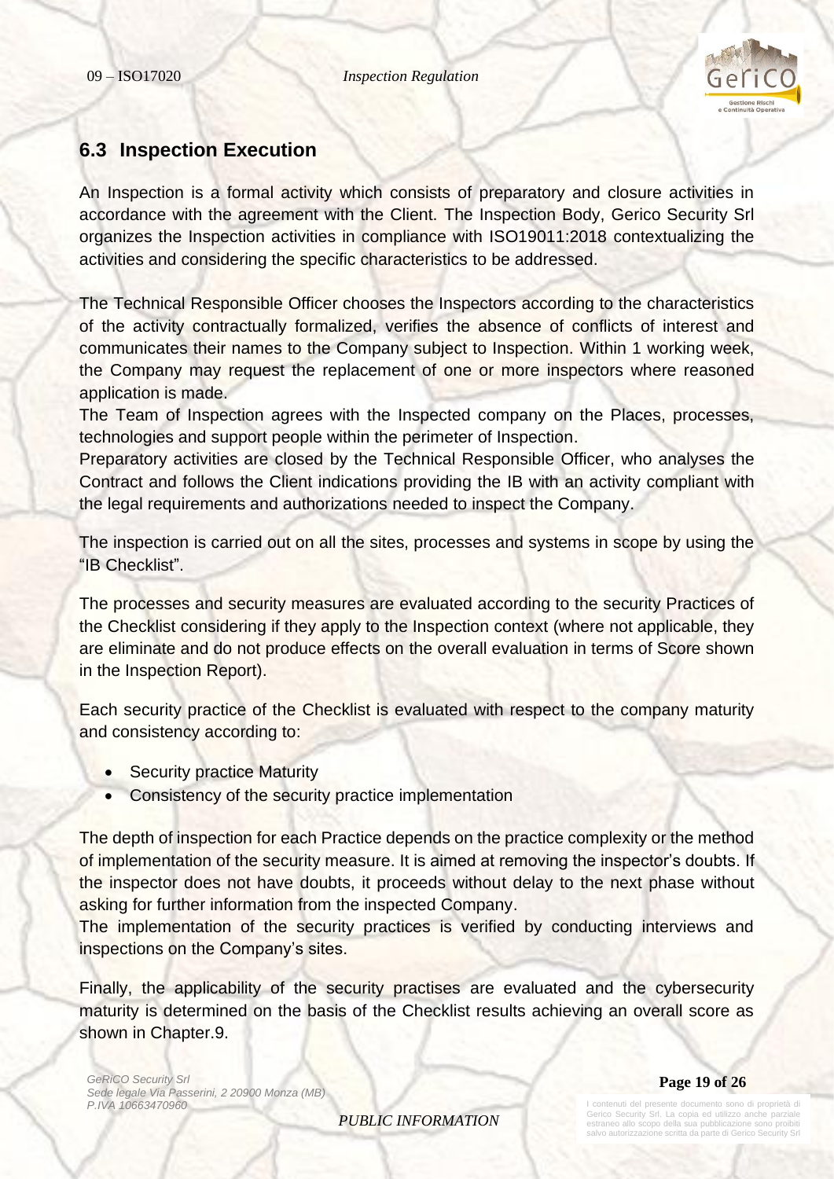## 6.3 Inspection Execution

An Inspection is a formal activity which consists of preparatory and closure activities in accordance with the agreement with the Client. The Inspection Body, Gerico Security Srl organizes the Inspection activities in compliance with ISO19011:2018 contextualizing the activities and considering the specific characteristics to be addressed.

The Technical Responsible Officer chooses the Inspectors according to the characteristics of the activity contractually formalized, verifies the absence of conflicts of interest and communicates their names to the Company subject to Inspection. Within 1 working week, the Company may request the replacement of one or more inspectors where reasoned application is made.
The Team of Inspection agrees with the Inspected company on the Places, processes, technologies and support people within the perimeter of Inspection.
Preparatory activities are closed by the Technical Responsible Officer, who analyses the Contract and follows the Client indications providing the IB with an activity compliant with the legal requirements and authorizations needed to inspect the Company.

The inspection is carried out on all the sites, processes and systems in scope by using the "IB Checklist".

The processes and security measures are evaluated according to the security Practices of the Checklist considering if they apply to the Inspection context (where not applicable, they are eliminate and do not produce effects on the overall evaluation in terms of Score shown in the Inspection Report).

Each security practice of the Checklist is evaluated with respect to the company maturity and consistency according to:

- Security practice Maturity
- Consistency of the security practice implementation

The depth of inspection for each Practice depends on the practice complexity or the method of implementation of the security measure. It is aimed at removing the inspector's doubts. If the inspector does not have doubts, it proceeds without delay to the next phase without asking for further information from the inspected Company.
The implementation of the security practices is verified by conducting interviews and inspections on the Company's sites.

Finally, the applicability of the security practises are evaluated and the cybersecurity maturity is determined on the basis of the Checklist results achieving an overall score as shown in Chapter.9.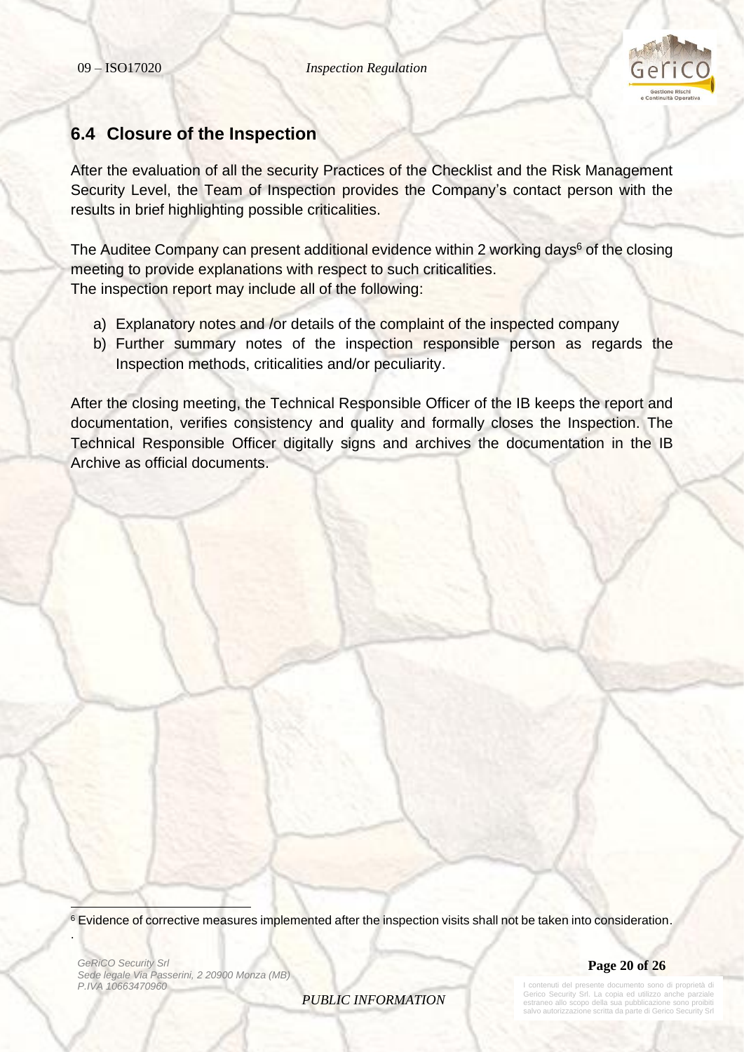## 6.4 Closure of the Inspection

After the evaluation of all the security Practices of the Checklist and the Risk Management Security Level, the Team of Inspection provides the Company's contact person with the results in brief highlighting possible criticalities.

The Auditee Company can present additional evidence within 2 working days[6] of the closing meeting to provide explanations with respect to such criticalities.
The inspection report may include all of the following:

a) Explanatory notes and /or details of the complaint of the inspected company
b) Further summary notes of the inspection responsible person as regards the Inspection methods, criticalities and/or peculiarity.

After the closing meeting, the Technical Responsible Officer of the IB keeps the report and documentation, verifies consistency and quality and formally closes the Inspection. The Technical Responsible Officer digitally signs and archives the documentation in the IB Archive as official documents.

[6] Evidence of corrective measures implemented after the inspection visits shall not be taken into consideration.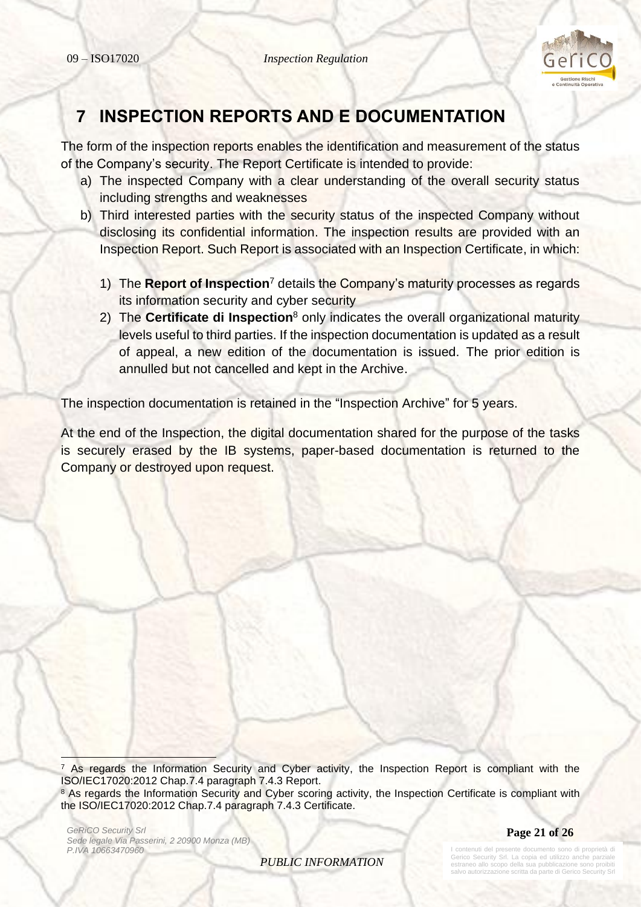# 7 INSPECTION REPORTS AND E DOCUMENTATION

The form of the inspection reports enables the identification and measurement of the status of the Company's security. The Report Certificate is intended to provide:

a) The inspected Company with a clear understanding of the overall security status including strengths and weaknesses
b) Third interested parties with the security status of the inspected Company without disclosing its confidential information. The inspection results are provided with an Inspection Report. Such Report is associated with an Inspection Certificate, in which:

   1) The **Report of Inspection**[7] details the Company's maturity processes as regards its information security and cyber security
   2) The **Certificate di Inspection**[8] only indicates the overall organizational maturity levels useful to third parties. If the inspection documentation is updated as a result of appeal, a new edition of the documentation is issued. The prior edition is annulled but not cancelled and kept in the Archive.

The inspection documentation is retained in the "Inspection Archive" for 5 years.

At the end of the Inspection, the digital documentation shared for the purpose of the tasks is securely erased by the IB systems, paper-based documentation is returned to the Company or destroyed upon request.

---

[7] As regards the Information Security and Cyber activity, the Inspection Report is compliant with the ISO/IEC17020:2012 Chap.7.4 paragraph 7.4.3 Report.

[8] As regards the Information Security and Cyber scoring activity, the Inspection Certificate is compliant with the ISO/IEC17020:2012 Chap.7.4 paragraph 7.4.3 Certificate.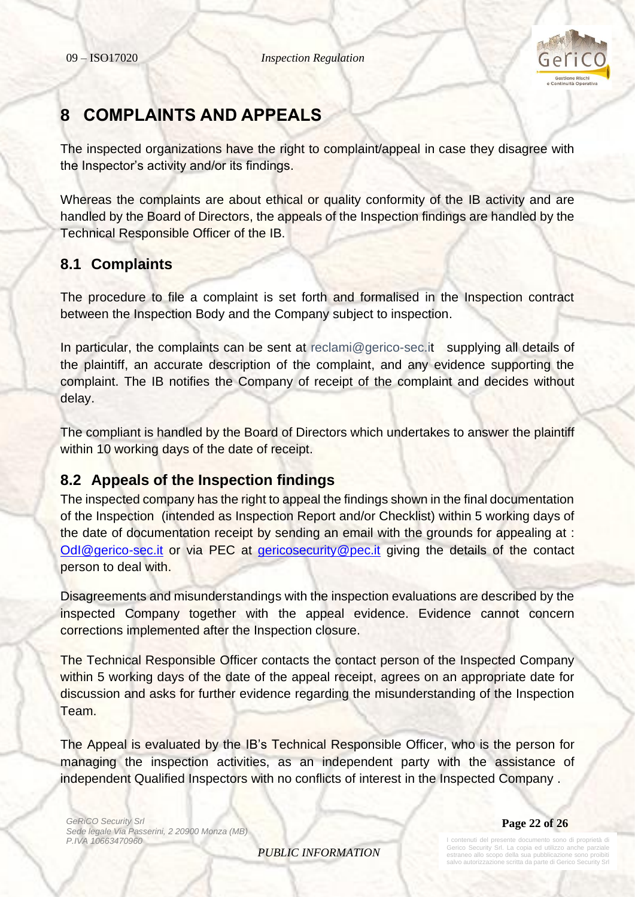# 8 COMPLAINTS AND APPEALS

The inspected organizations have the right to complaint/appeal in case they disagree with the Inspector's activity and/or its findings.

Whereas the complaints are about ethical or quality conformity of the IB activity and are handled by the Board of Directors, the appeals of the Inspection findings are handled by the Technical Responsible Officer of the IB.

## 8.1 Complaints

The procedure to file a complaint is set forth and formalised in the Inspection contract between the Inspection Body and the Company subject to inspection.

In particular, the complaints can be sent at reclami@gerico-sec.it supplying all details of the plaintiff, an accurate description of the complaint, and any evidence supporting the complaint. The IB notifies the Company of receipt of the complaint and decides without delay.

The compliant is handled by the Board of Directors which undertakes to answer the plaintiff within 10 working days of the date of receipt.

## 8.2 Appeals of the Inspection findings

The inspected company has the right to appeal the findings shown in the final documentation of the Inspection (intended as Inspection Report and/or Checklist) within 5 working days of the date of documentation receipt by sending an email with the grounds for appealing at : OdI@gerico-sec.it or via PEC at gericosecurity@pec.it giving the details of the contact person to deal with.

Disagreements and misunderstandings with the inspection evaluations are described by the inspected Company together with the appeal evidence. Evidence cannot concern corrections implemented after the Inspection closure.

The Technical Responsible Officer contacts the contact person of the Inspected Company within 5 working days of the date of the appeal receipt, agrees on an appropriate date for discussion and asks for further evidence regarding the misunderstanding of the Inspection Team.

The Appeal is evaluated by the IB's Technical Responsible Officer, who is the person for managing the inspection activities, as an independent party with the assistance of independent Qualified Inspectors with no conflicts of interest in the Inspected Company .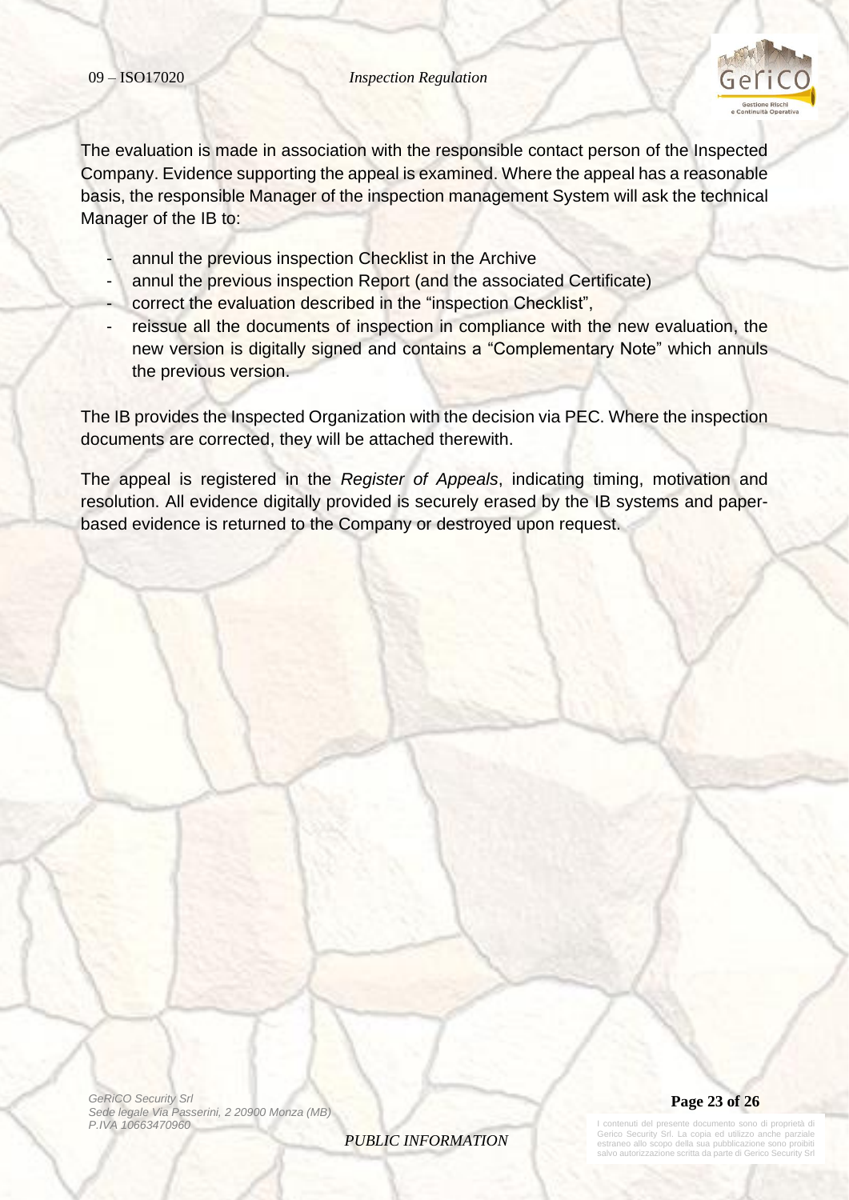The evaluation is made in association with the responsible contact person of the Inspected Company. Evidence supporting the appeal is examined. Where the appeal has a reasonable basis, the responsible Manager of the inspection management System will ask the technical Manager of the IB to:

- annul the previous inspection Checklist in the Archive
- annul the previous inspection Report (and the associated Certificate)
- correct the evaluation described in the "inspection Checklist",
- reissue all the documents of inspection in compliance with the new evaluation, the new version is digitally signed and contains a "Complementary Note" which annuls the previous version.

The IB provides the Inspected Organization with the decision via PEC. Where the inspection documents are corrected, they will be attached therewith.

The appeal is registered in the *Register of Appeals*, indicating timing, motivation and resolution. All evidence digitally provided is securely erased by the IB systems and paper-based evidence is returned to the Company or destroyed upon request.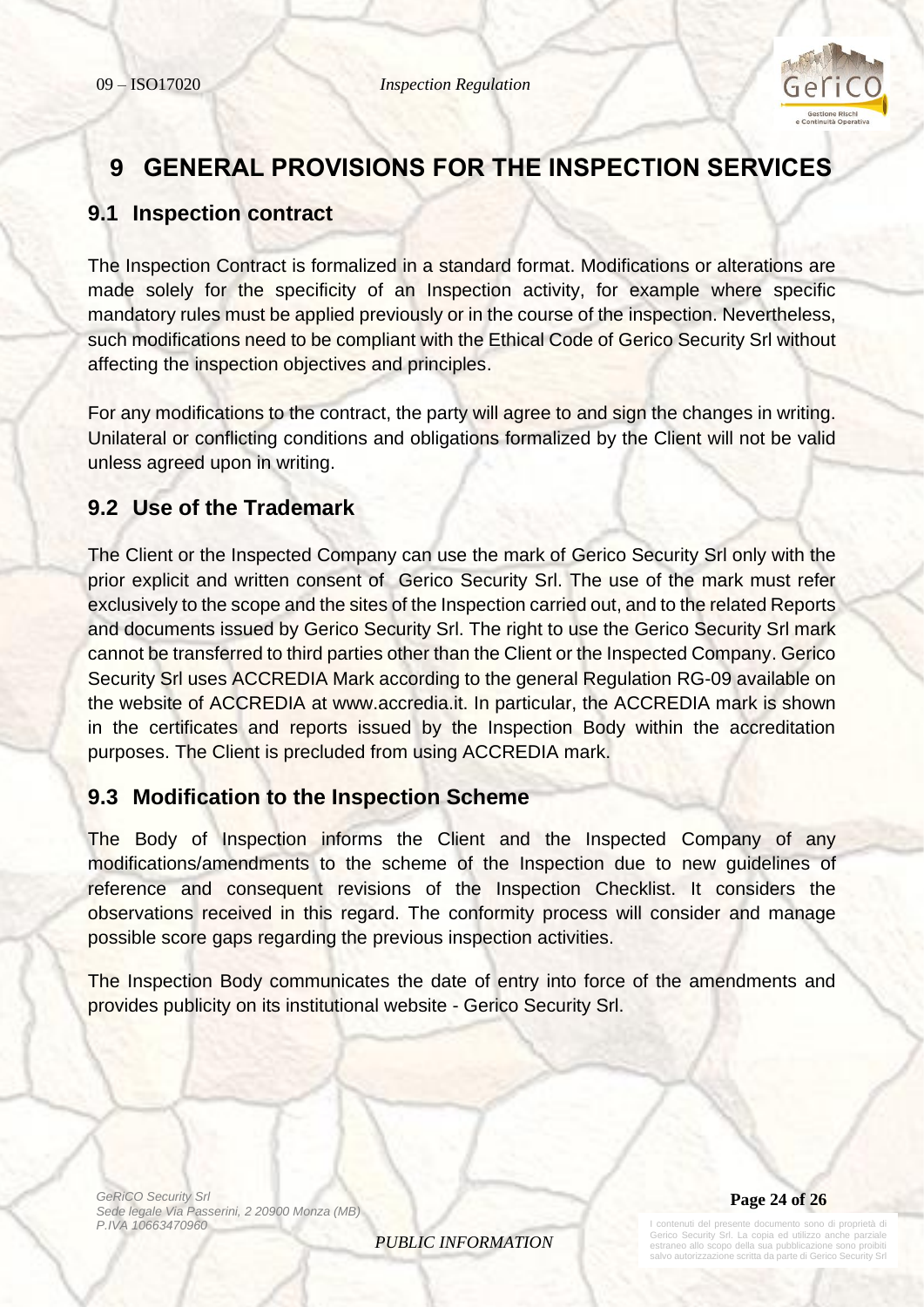# 9 GENERAL PROVISIONS FOR THE INSPECTION SERVICES

## 9.1 Inspection contract

The Inspection Contract is formalized in a standard format. Modifications or alterations are made solely for the specificity of an Inspection activity, for example where specific mandatory rules must be applied previously or in the course of the inspection. Nevertheless, such modifications need to be compliant with the Ethical Code of Gerico Security Srl without affecting the inspection objectives and principles.

For any modifications to the contract, the party will agree to and sign the changes in writing. Unilateral or conflicting conditions and obligations formalized by the Client will not be valid unless agreed upon in writing.

## 9.2 Use of the Trademark

The Client or the Inspected Company can use the mark of Gerico Security Srl only with the prior explicit and written consent of Gerico Security Srl. The use of the mark must refer exclusively to the scope and the sites of the Inspection carried out, and to the related Reports and documents issued by Gerico Security Srl. The right to use the Gerico Security Srl mark cannot be transferred to third parties other than the Client or the Inspected Company. Gerico Security Srl uses ACCREDIA Mark according to the general Regulation RG-09 available on the website of ACCREDIA at www.accredia.it. In particular, the ACCREDIA mark is shown in the certificates and reports issued by the Inspection Body within the accreditation purposes. The Client is precluded from using ACCREDIA mark.

## 9.3 Modification to the Inspection Scheme

The Body of Inspection informs the Client and the Inspected Company of any modifications/amendments to the scheme of the Inspection due to new guidelines of reference and consequent revisions of the Inspection Checklist. It considers the observations received in this regard. The conformity process will consider and manage possible score gaps regarding the previous inspection activities.

The Inspection Body communicates the date of entry into force of the amendments and provides publicity on its institutional website - Gerico Security Srl.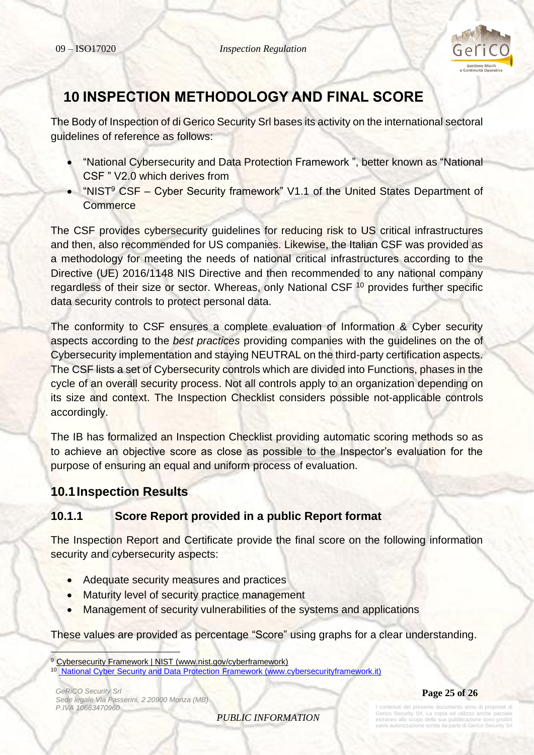# 10 INSPECTION METHODOLOGY AND FINAL SCORE

The Body of Inspection of di Gerico Security Srl bases its activity on the international sectoral guidelines of reference as follows:

- "National Cybersecurity and Data Protection Framework ", better known as "National CSF " V2.0 which derives from
- "NIST[9] CSF – Cyber Security framework" V1.1 of the United States Department of Commerce

The CSF provides cybersecurity guidelines for reducing risk to US critical infrastructures and then, also recommended for US companies. Likewise, the Italian CSF was provided as a methodology for meeting the needs of national critical infrastructures according to the Directive (UE) 2016/1148 NIS Directive and then recommended to any national company regardless of their size or sector. Whereas, only National CSF [10] provides further specific data security controls to protect personal data.

The conformity to CSF ensures a complete evaluation of Information & Cyber security aspects according to the *best practices* providing companies with the guidelines on the of Cybersecurity implementation and staying NEUTRAL on the third-party certification aspects. The CSF lists a set of Cybersecurity controls which are divided into Functions, phases in the cycle of an overall security process. Not all controls apply to an organization depending on its size and context. The Inspection Checklist considers possible not-applicable controls accordingly.

The IB has formalized an Inspection Checklist providing automatic scoring methods so as to achieve an objective score as close as possible to the Inspector's evaluation for the purpose of ensuring an equal and uniform process of evaluation.

## 10.1 Inspection Results

### 10.1.1 Score Report provided in a public Report format

The Inspection Report and Certificate provide the final score on the following information security and cybersecurity aspects:

- Adequate security measures and practices
- Maturity level of security practice management
- Management of security vulnerabilities of the systems and applications

These values are provided as percentage "Score" using graphs for a clear understanding.

---

[9] Cybersecurity Framework | NIST (www.nist.gov/cyberframework)

[10] National Cyber Security and Data Protection Framework (www.cybersecurityframework.it)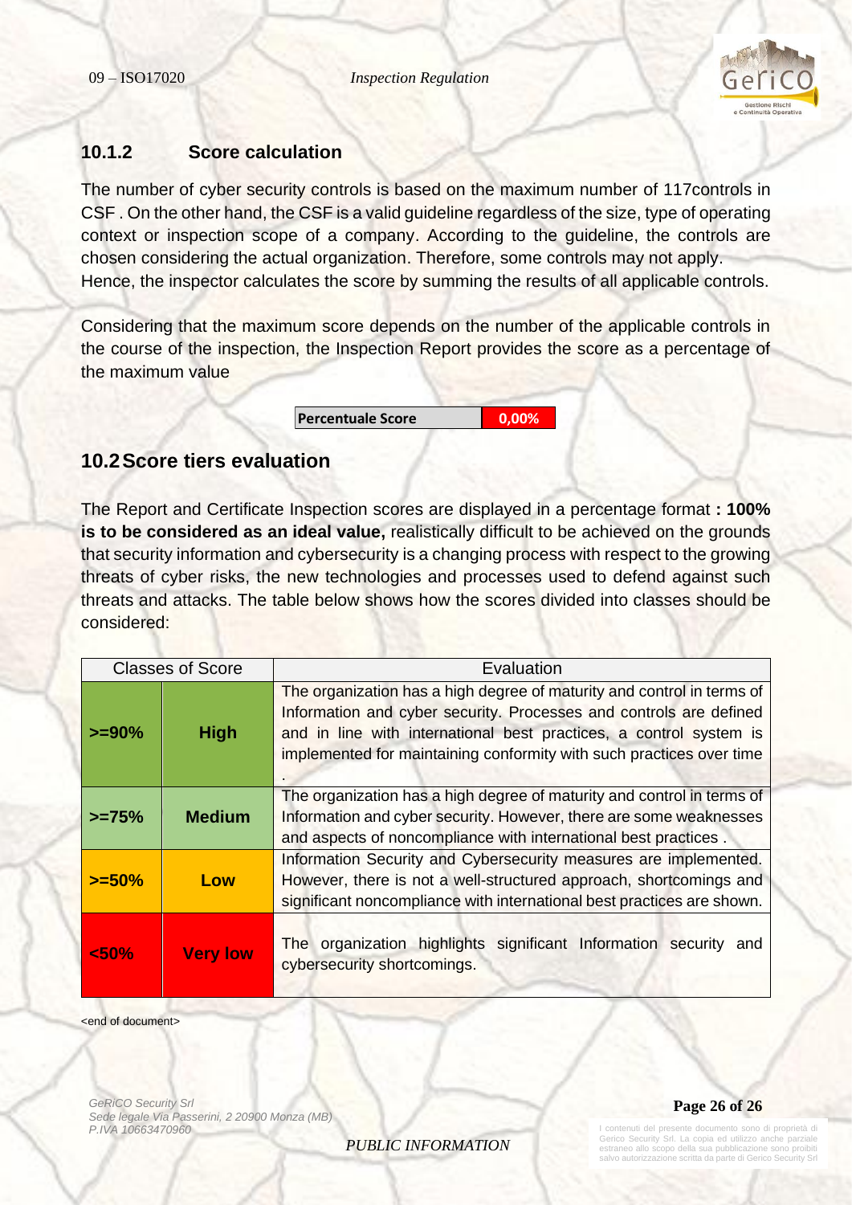### 10.1.2 Score calculation

The number of cyber security controls is based on the maximum number of 117controls in CSF . On the other hand, the CSF is a valid guideline regardless of the size, type of operating context or inspection scope of a company. According to the guideline, the controls are chosen considering the actual organization. Therefore, some controls may not apply.
Hence, the inspector calculates the score by summing the results of all applicable controls.

Considering that the maximum score depends on the number of the applicable controls in the course of the inspection, the Inspection Report provides the score as a percentage of the maximum value

| Percentuale Score | 0,00% |
|---|---|

## 10.2 Score tiers evaluation

The Report and Certificate Inspection scores are displayed in a percentage format **: 100% is to be considered as an ideal value,** realistically difficult to be achieved on the grounds that security information and cybersecurity is a changing process with respect to the growing threats of cyber risks, the new technologies and processes used to defend against such threats and attacks. The table below shows how the scores divided into classes should be considered:

| Classes of Score | | Evaluation |
|---|---|---|
| **>=90%** | **High** | The organization has a high degree of maturity and control in terms of Information and cyber security. Processes and controls are defined and in line with international best practices, a control system is implemented for maintaining conformity with such practices over time . |
| **>=75%** | **Medium** | The organization has a high degree of maturity and control in terms of Information and cyber security. However, there are some weaknesses and aspects of noncompliance with international best practices . |
| **>=50%** | **Low** | Information Security and Cybersecurity measures are implemented. However, there is not a well-structured approach, shortcomings and significant noncompliance with international best practices are shown. |
| **<50%** | **Very low** | The organization highlights significant Information security and cybersecurity shortcomings. |

<end of document>